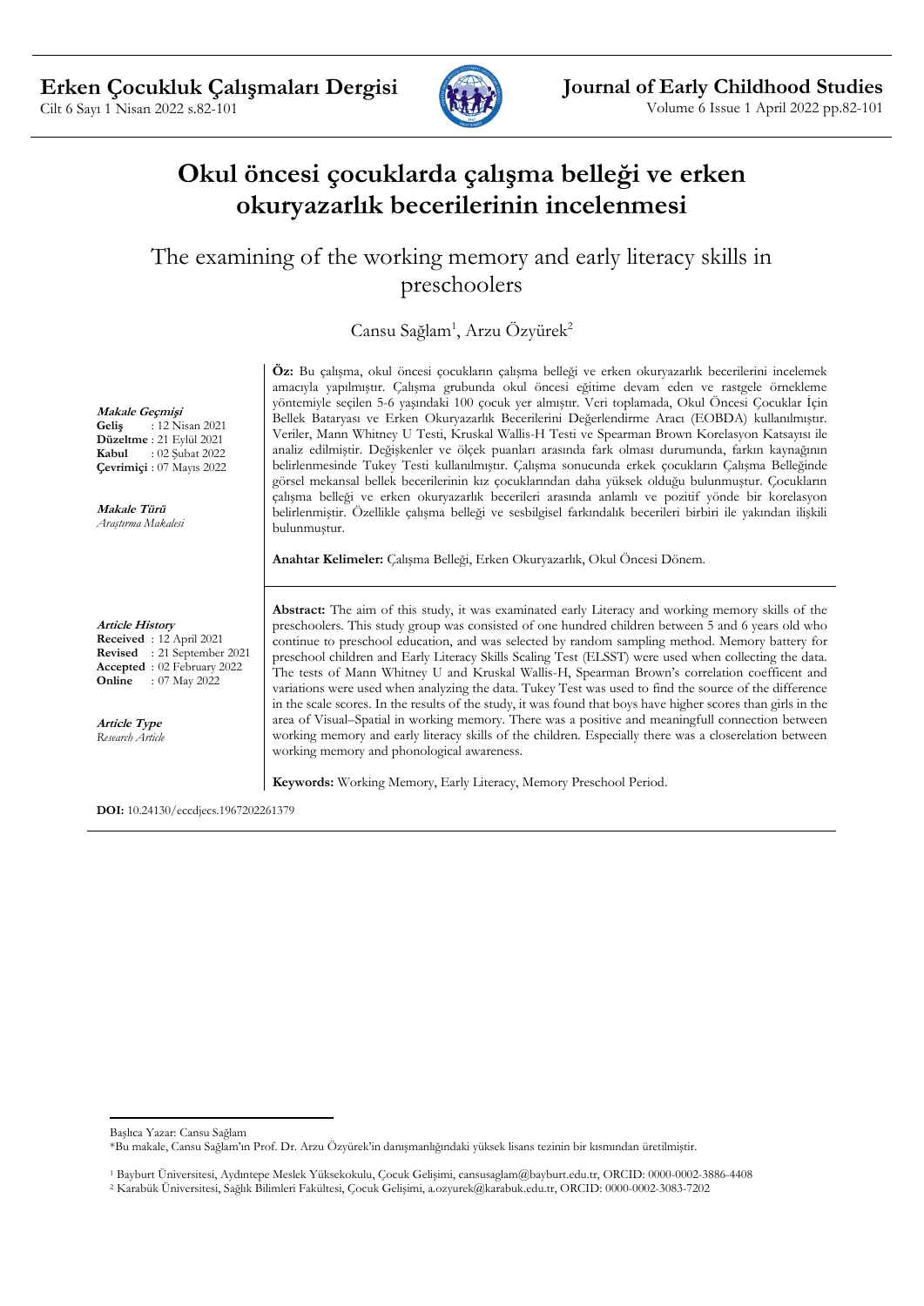# Okul öncesi çocuklarda çalışma belleği ve erken okuryazarlık becerilerinin incelenmesi

## The examining of the working memory and early literacy skills in preschoolers

Cansu Sağlam[1], Arzu Özyürek[2]

***Makale Geçmişi***
**Geliş** : 12 Nisan 2021
**Düzeltme** : 21 Eylül 2021
**Kabul** : 02 Şubat 2022
**Çevrimiçi** : 07 Mayıs 2022

***Makale Türü***
*Araştırma Makalesi*

**Öz:** Bu çalışma, okul öncesi çocukların çalışma belleği ve erken okuryazarlık becerilerini incelemek amacıyla yapılmıştır. Çalışma grubunda okul öncesi eğitime devam eden ve rastgele örnekleme yöntemiyle seçilen 5-6 yaşındaki 100 çocuk yer almıştır. Veri toplamada, Okul Öncesi Çocuklar İçin Bellek Bataryası ve Erken Okuryazarlık Becerilerini Değerlendirme Aracı (EOBDA) kullanılmıştır. Veriler, Mann Whitney U Testi, Kruskal Wallis-H Testi ve Spearman Brown Korelasyon Katsayısı ile analiz edilmiştir. Değişkenler ve ölçek puanları arasında fark olması durumunda, farkın kaynağının belirlenmesinde Tukey Testi kullanılmıştır. Çalışma sonucunda erkek çocukların Çalışma Belleğinde görsel mekansal bellek becerilerinin kız çocuklarından daha yüksek olduğu bulunmuştur. Çocukların çalışma belleği ve erken okuryazarlık becerileri arasında anlamlı ve pozitif yönde bir korelasyon belirlenmiştir. Özellikle çalışma belleği ve sesbilgisel farkındalık becerileri birbiri ile yakından ilişkili bulunmuştur.

**Anahtar Kelimeler:** Çalışma Belleği, Erken Okuryazarlık, Okul Öncesi Dönem.

***Article History***
**Received** : 12 April 2021
**Revised** : 21 September 2021
**Accepted** : 02 February 2022
**Online** : 07 May 2022

***Article Type***
*Research Article*

**Abstract:** The aim of this study, it was examinated early Literacy and working memory skills of the preschoolers. This study group was consisted of one hundred children between 5 and 6 years old who continue to preschool education, and was selected by random sampling method. Memory battery for preschool children and Early Literacy Skills Scaling Test (ELSST) were used when collecting the data. The tests of Mann Whitney U and Kruskal Wallis-H, Spearman Brown's correlation coefficent and variations were used when analyzing the data. Tukey Test was used to find the source of the difference in the scale scores. In the results of the study, it was found that boys have higher scores than girls in the area of Visual–Spatial in working memory. There was a positive and meaningfull connection between working memory and early literacy skills of the children. Especially there was a closerelation between working memory and phonological awareness.

**Keywords:** Working Memory, Early Literacy, Memory Preschool Period.

**DOI:** 10.24130/eccdjecs.1967202261379

---

Başlıca Yazar: Cansu Sağlam

*Bu makale, Cansu Sağlam'ın Prof. Dr. Arzu Özyürek'in danışmanlığındaki yüksek lisans tezinin bir kısmından üretilmiştir.

[1] Bayburt Üniversitesi, Aydıntepe Meslek Yüksekokulu, Çocuk Gelişimi, cansusaglam@bayburt.edu.tr, ORCID: 0000-0002-3886-4408

[2] Karabük Üniversitesi, Sağlık Bilimleri Fakültesi, Çocuk Gelişimi, a.ozyurek@karabuk.edu.tr, ORCID: 0000-0002-3083-7202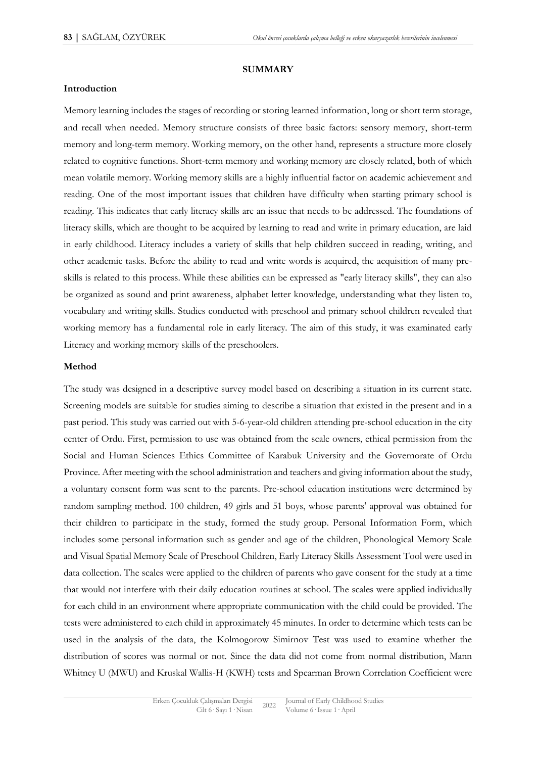## SUMMARY

### Introduction

Memory learning includes the stages of recording or storing learned information, long or short term storage, and recall when needed. Memory structure consists of three basic factors: sensory memory, short-term memory and long-term memory. Working memory, on the other hand, represents a structure more closely related to cognitive functions. Short-term memory and working memory are closely related, both of which mean volatile memory. Working memory skills are a highly influential factor on academic achievement and reading. One of the most important issues that children have difficulty when starting primary school is reading. This indicates that early literacy skills are an issue that needs to be addressed. The foundations of literacy skills, which are thought to be acquired by learning to read and write in primary education, are laid in early childhood. Literacy includes a variety of skills that help children succeed in reading, writing, and other academic tasks. Before the ability to read and write words is acquired, the acquisition of many pre-skills is related to this process. While these abilities can be expressed as "early literacy skills", they can also be organized as sound and print awareness, alphabet letter knowledge, understanding what they listen to, vocabulary and writing skills. Studies conducted with preschool and primary school children revealed that working memory has a fundamental role in early literacy. The aim of this study, it was examined early Literacy and working memory skills of the preschoolers.

### Method

The study was designed in a descriptive survey model based on describing a situation in its current state. Screening models are suitable for studies aiming to describe a situation that existed in the present and in a past period. This study was carried out with 5-6-year-old children attending pre-school education in the city center of Ordu. First, permission to use was obtained from the scale owners, ethical permission from the Social and Human Sciences Ethics Committee of Karabuk University and the Governorate of Ordu Province. After meeting with the school administration and teachers and giving information about the study, a voluntary consent form was sent to the parents. Pre-school education institutions were determined by random sampling method. 100 children, 49 girls and 51 boys, whose parents' approval was obtained for their children to participate in the study, formed the study group. Personal Information Form, which includes some personal information such as gender and age of the children, Phonological Memory Scale and Visual Spatial Memory Scale of Preschool Children, Early Literacy Skills Assessment Tool were used in data collection. The scales were applied to the children of parents who gave consent for the study at a time that would not interfere with their daily education routines at school. The scales were applied individually for each child in an environment where appropriate communication with the child could be provided. The tests were administered to each child in approximately 45 minutes. In order to determine which tests can be used in the analysis of the data, the Kolmogorow Simirnov Test was used to examine whether the distribution of scores was normal or not. Since the data did not come from normal distribution, Mann Whitney U (MWU) and Kruskal Wallis-H (KWH) tests and Spearman Brown Correlation Coefficient were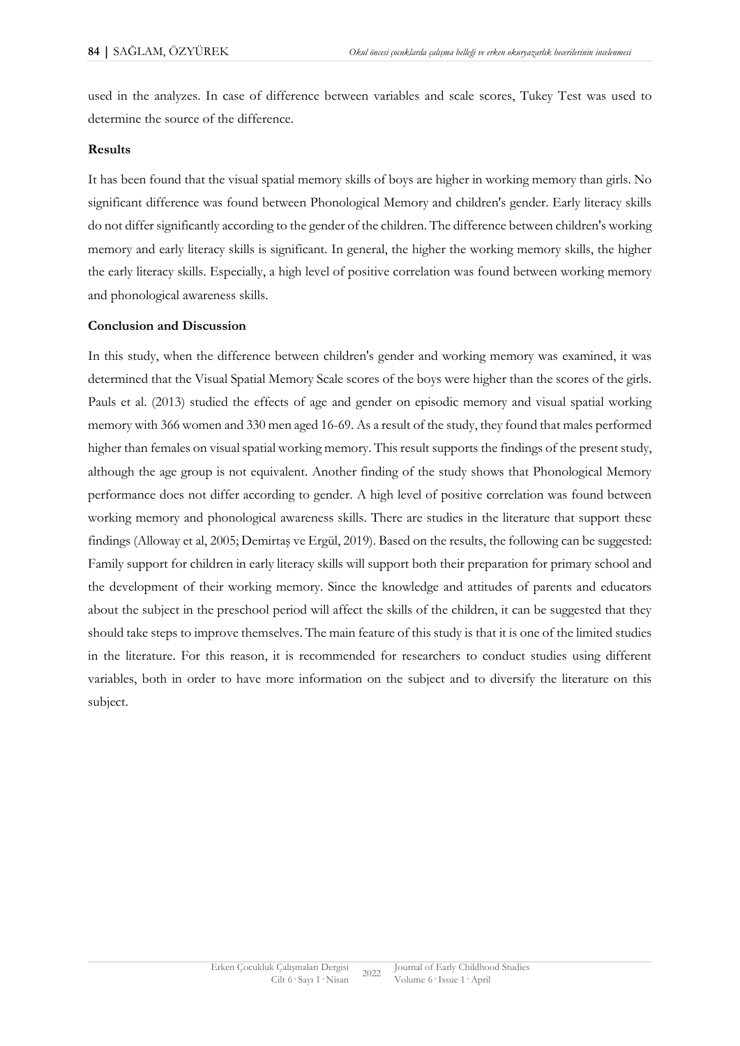used in the analyzes. In case of difference between variables and scale scores, Tukey Test was used to determine the source of the difference.

**Results**

It has been found that the visual spatial memory skills of boys are higher in working memory than girls. No significant difference was found between Phonological Memory and children's gender. Early literacy skills do not differ significantly according to the gender of the children. The difference between children's working memory and early literacy skills is significant. In general, the higher the working memory skills, the higher the early literacy skills. Especially, a high level of positive correlation was found between working memory and phonological awareness skills.

**Conclusion and Discussion**

In this study, when the difference between children's gender and working memory was examined, it was determined that the Visual Spatial Memory Scale scores of the boys were higher than the scores of the girls. Pauls et al. (2013) studied the effects of age and gender on episodic memory and visual spatial working memory with 366 women and 330 men aged 16-69. As a result of the study, they found that males performed higher than females on visual spatial working memory. This result supports the findings of the present study, although the age group is not equivalent. Another finding of the study shows that Phonological Memory performance does not differ according to gender. A high level of positive correlation was found between working memory and phonological awareness skills. There are studies in the literature that support these findings (Alloway et al, 2005; Demirtaş ve Ergül, 2019). Based on the results, the following can be suggested: Family support for children in early literacy skills will support both their preparation for primary school and the development of their working memory. Since the knowledge and attitudes of parents and educators about the subject in the preschool period will affect the skills of the children, it can be suggested that they should take steps to improve themselves. The main feature of this study is that it is one of the limited studies in the literature. For this reason, it is recommended for researchers to conduct studies using different variables, both in order to have more information on the subject and to diversify the literature on this subject.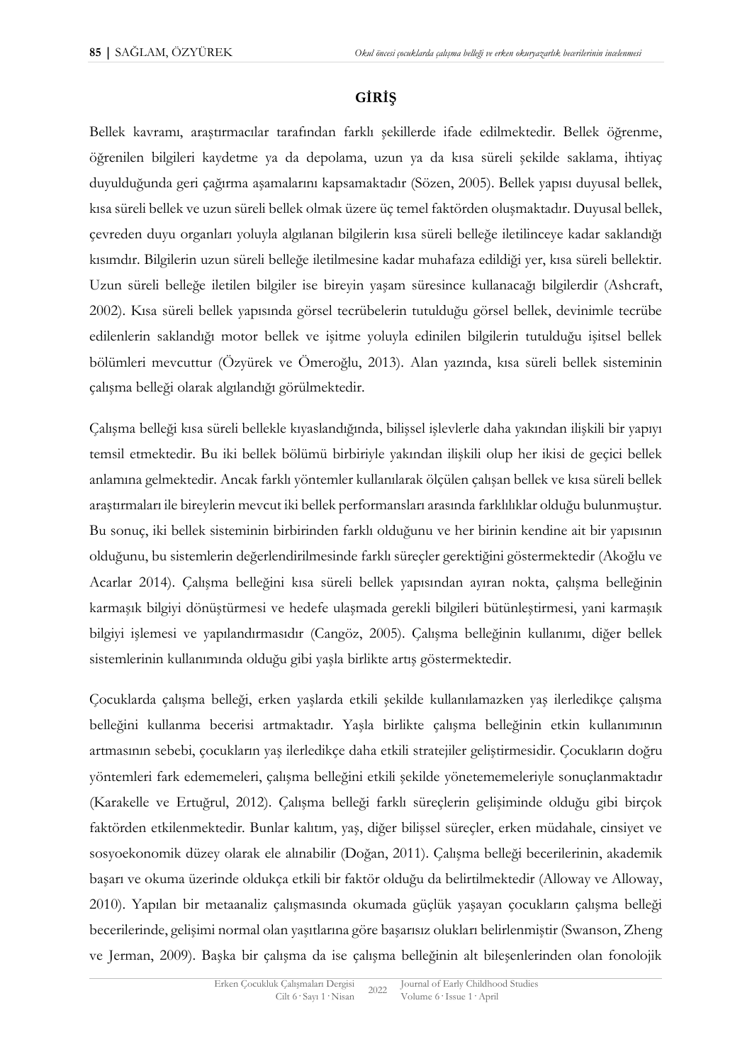## GİRİŞ

Bellek kavramı, araştırmacılar tarafından farklı şekillerde ifade edilmektedir. Bellek öğrenme, öğrenilen bilgileri kaydetme ya da depolama, uzun ya da kısa süreli şekilde saklama, ihtiyaç duyulduğunda geri çağırma aşamalarını kapsamaktadır (Sözen, 2005). Bellek yapısı duyusal bellek, kısa süreli bellek ve uzun süreli bellek olmak üzere üç temel faktörden oluşmaktadır. Duyusal bellek, çevreden duyu organları yoluyla algılanan bilgilerin kısa süreli belleğe iletilinceye kadar saklandığı kısımdır. Bilgilerin uzun süreli belleğe iletilmesine kadar muhafaza edildiği yer, kısa süreli bellektir. Uzun süreli belleğe iletilen bilgiler ise bireyin yaşam süresince kullanacağı bilgilerdir (Ashcraft, 2002). Kısa süreli bellek yapısında görsel tecrübelerin tutulduğu görsel bellek, devinimle tecrübe edilenlerin saklandığı motor bellek ve işitme yoluyla edinilen bilgilerin tutulduğu işitsel bellek bölümleri mevcuttur (Özyürek ve Ömeroğlu, 2013). Alan yazında, kısa süreli bellek sisteminin çalışma belleği olarak algılandığı görülmektedir.

Çalışma belleği kısa süreli bellekle kıyaslandığında, bilişsel işlevlerle daha yakından ilişkili bir yapıyı temsil etmektedir. Bu iki bellek bölümü birbiriyle yakından ilişkili olup her ikisi de geçici bellek anlamına gelmektedir. Ancak farklı yöntemler kullanılarak ölçülen çalışan bellek ve kısa süreli bellek araştırmaları ile bireylerin mevcut iki bellek performansları arasında farklılıklar olduğu bulunmuştur. Bu sonuç, iki bellek sisteminin birbirinden farklı olduğunu ve her birinin kendine ait bir yapısının olduğunu, bu sistemlerin değerlendirilmesinde farklı süreçler gerektiğini göstermektedir (Akoğlu ve Acarlar 2014). Çalışma belleğini kısa süreli bellek yapısından ayıran nokta, çalışma belleğinin karmaşık bilgiyi dönüştürmesi ve hedefe ulaşmada gerekli bilgileri bütünleştirmesi, yani karmaşık bilgiyi işlemesi ve yapılandırmasıdır (Cangöz, 2005). Çalışma belleğinin kullanımı, diğer bellek sistemlerinin kullanımında olduğu gibi yaşla birlikte artış göstermektedir.

Çocuklarda çalışma belleği, erken yaşlarda etkili şekilde kullanılamazken yaş ilerledikçe çalışma belleğini kullanma becerisi artmaktadır. Yaşla birlikte çalışma belleğinin etkin kullanımının artmasının sebebi, çocukların yaş ilerledikçe daha etkili stratejiler geliştirmesidir. Çocukların doğru yöntemleri fark edememeleri, çalışma belleğini etkili şekilde yönetememeleriyle sonuçlanmaktadır (Karakelle ve Ertuğrul, 2012). Çalışma belleği farklı süreçlerin gelişiminde olduğu gibi birçok faktörden etkilenmektedir. Bunlar kalıtım, yaş, diğer bilişsel süreçler, erken müdahale, cinsiyet ve sosyoekonomik düzey olarak ele alınabilir (Doğan, 2011). Çalışma belleği becerilerinin, akademik başarı ve okuma üzerinde oldukça etkili bir faktör olduğu da belirtilmektedir (Alloway ve Alloway, 2010). Yapılan bir metaanaliz çalışmasında okumada güçlük yaşayan çocukların çalışma belleği becerilerinde, gelişimi normal olan yaşıtlarına göre başarısız olukları belirlenmiştir (Swanson, Zheng ve Jerman, 2009). Başka bir çalışma da ise çalışma belleğinin alt bileşenlerinden olan fonolojik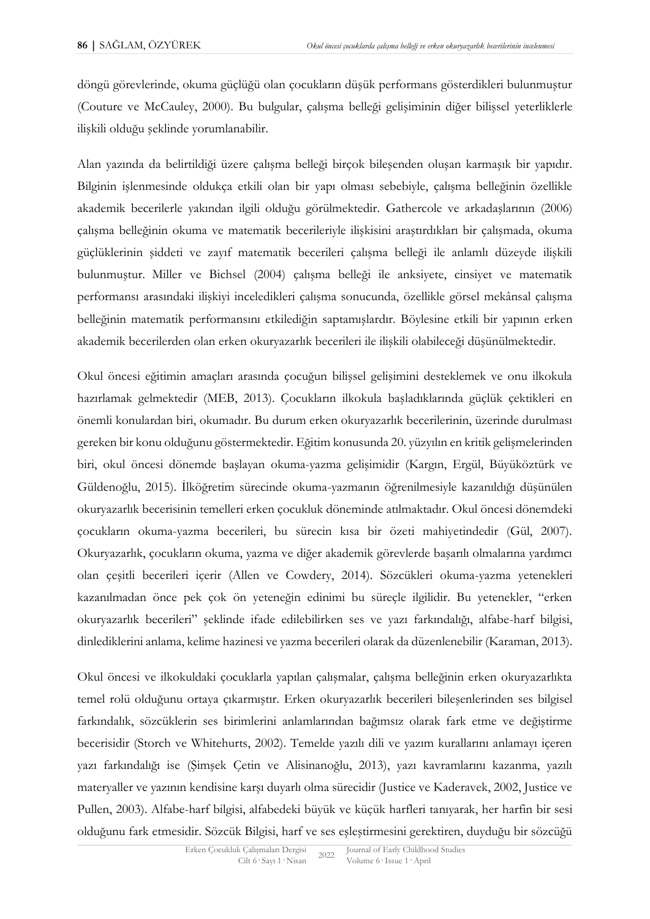döngü görevlerinde, okuma güçlüğü olan çocukların düşük performans gösterdikleri bulunmuştur (Couture ve McCauley, 2000). Bu bulgular, çalışma belleği gelişiminin diğer bilişsel yeterliklerle ilişkili olduğu şeklinde yorumlanabilir.

Alan yazında da belirtildiği üzere çalışma belleği birçok bileşenden oluşan karmaşık bir yapıdır. Bilginin işlenmesinde oldukça etkili olan bir yapı olması sebebiyle, çalışma belleğinin özellikle akademik becerilerle yakından ilgili olduğu görülmektedir. Gathercole ve arkadaşlarının (2006) çalışma belleğinin okuma ve matematik becerileriyle ilişkisini araştırdıkları bir çalışmada, okuma güçlüklerinin şiddeti ve zayıf matematik becerileri çalışma belleği ile anlamlı düzeyde ilişkili bulunmuştur. Miller ve Bichsel (2004) çalışma belleği ile anksiyete, cinsiyet ve matematik performansı arasındaki ilişkiyi inceledikleri çalışma sonucunda, özellikle görsel mekânsal çalışma belleğinin matematik performansını etkilediğin saptamışlardır. Böylesine etkili bir yapının erken akademik becerilerden olan erken okuryazarlık becerileri ile ilişkili olabileceği düşünülmektedir.

Okul öncesi eğitimin amaçları arasında çocuğun bilişsel gelişimini desteklemek ve onu ilkokula hazırlamak gelmektedir (MEB, 2013). Çocukların ilkokula başladıklarında güçlük çektikleri en önemli konulardan biri, okumadır. Bu durum erken okuryazarlık becerilerinin, üzerinde durulması gereken bir konu olduğunu göstermektedir. Eğitim konusunda 20. yüzyılın en kritik gelişmelerinden biri, okul öncesi dönemde başlayan okuma-yazma gelişimidir (Kargın, Ergül, Büyüköztürk ve Güldenoğlu, 2015). İlköğretim sürecinde okuma-yazmanın öğrenilmesiyle kazanıldığı düşünülen okuryazarlık becerisinin temelleri erken çocukluk döneminde atılmaktadır. Okul öncesi dönemdeki çocukların okuma-yazma becerileri, bu sürecin kısa bir özeti mahiyetindedir (Gül, 2007). Okuryazarlık, çocukların okuma, yazma ve diğer akademik görevlerde başarılı olmalarına yardımcı olan çeşitli becerileri içerir (Allen ve Cowdery, 2014). Sözcükleri okuma-yazma yetenekleri kazanılmadan önce pek çok ön yeteneğin edinimi bu süreçle ilgilidir. Bu yetenekler, "erken okuryazarlık becerileri" şeklinde ifade edilebilirken ses ve yazı farkındalığı, alfabe-harf bilgisi, dinlediklerini anlama, kelime hazinesi ve yazma becerileri olarak da düzenlenebilir (Karaman, 2013).

Okul öncesi ve ilkokuldaki çocuklarla yapılan çalışmalar, çalışma belleğinin erken okuryazarlıkta temel rolü olduğunu ortaya çıkarmıştır. Erken okuryazarlık becerileri bileşenlerinden ses bilgisel farkındalık, sözcüklerin ses birimlerini anlamlarından bağımsız olarak fark etme ve değiştirme becerisidir (Storch ve Whitehurts, 2002). Temelde yazılı dili ve yazım kurallarını anlamayı içeren yazı farkındalığı ise (Şimşek Çetin ve Alisinanoğlu, 2013), yazı kavramlarını kazanma, yazılı materyaller ve yazının kendisine karşı duyarlı olma sürecidir (Justice ve Kaderavek, 2002, Justice ve Pullen, 2003). Alfabe-harf bilgisi, alfabedeki büyük ve küçük harfleri tanıyarak, her harfin bir sesi olduğunu fark etmesidir. Sözcük Bilgisi, harf ve ses eşleştirmesini gerektiren, duyduğu bir sözcüğü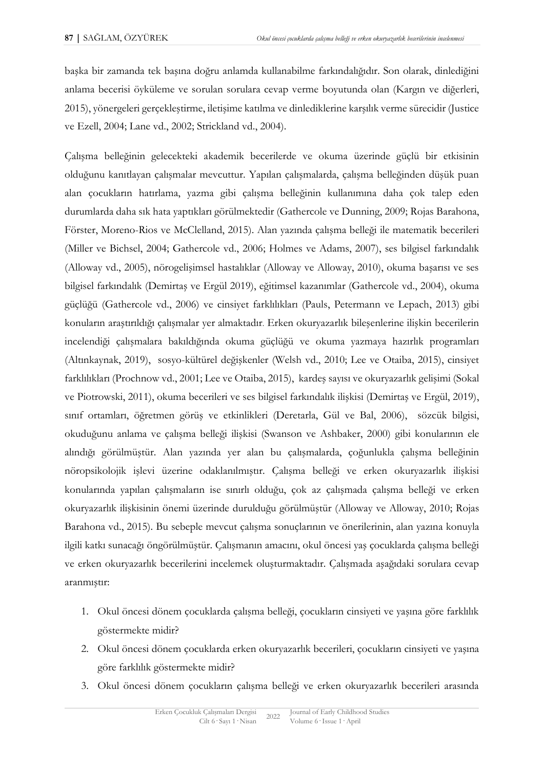başka bir zamanda tek başına doğru anlamda kullanabilme farkındalığıdır. Son olarak, dinlediğini anlama becerisi öyküleme ve sorulan sorulara cevap verme boyutunda olan (Kargın ve diğerleri, 2015), yönergeleri gerçekleştirme, iletişime katılma ve dinlediklerine karşılık verme sürecidir (Justice ve Ezell, 2004; Lane vd., 2002; Strickland vd., 2004).

Çalışma belleğinin gelecekteki akademik becerilerde ve okuma üzerinde güçlü bir etkisinin olduğunu kanıtlayan çalışmalar mevcuttur. Yapılan çalışmalarda, çalışma belleğinden düşük puan alan çocukların hatırlama, yazma gibi çalışma belleğinin kullanımına daha çok talep eden durumlarda daha sık hata yaptıkları görülmektedir (Gathercole ve Dunning, 2009; Rojas Barahona, Förster, Moreno-Rios ve McClelland, 2015). Alan yazında çalışma belleği ile matematik becerileri (Miller ve Bichsel, 2004; Gathercole vd., 2006; Holmes ve Adams, 2007), ses bilgisel farkındalık (Alloway vd., 2005), nörogelişimsel hastalıklar (Alloway ve Alloway, 2010), okuma başarısı ve ses bilgisel farkındalık (Demirtaş ve Ergül 2019), eğitimsel kazanımlar (Gathercole vd., 2004), okuma güçlüğü (Gathercole vd., 2006) ve cinsiyet farklılıkları (Pauls, Petermann ve Lepach, 2013) gibi konuların araştırıldığı çalışmalar yer almaktadır. Erken okuryazarlık bileşenlerine ilişkin becerilerin incelendiği çalışmalara bakıldığında okuma güçlüğü ve okuma yazmaya hazırlık programları (Altınkaynak, 2019), sosyo-kültürel değişkenler (Welsh vd., 2010; Lee ve Otaiba, 2015), cinsiyet farklılıkları (Prochnow vd., 2001; Lee ve Otaiba, 2015), kardeş sayısı ve okuryazarlık gelişimi (Sokal ve Piotrowski, 2011), okuma becerileri ve ses bilgisel farkındalık ilişkisi (Demirtaş ve Ergül, 2019), sınıf ortamları, öğretmen görüş ve etkinlikleri (Deretarla, Gül ve Bal, 2006), sözcük bilgisi, okuduğunu anlama ve çalışma belleği ilişkisi (Swanson ve Ashbaker, 2000) gibi konularının ele alındığı görülmüştür. Alan yazında yer alan bu çalışmalarda, çoğunlukla çalışma belleğinin nöropsikolojik işlevi üzerine odaklanılmıştır. Çalışma belleği ve erken okuryazarlık ilişkisi konularında yapılan çalışmaların ise sınırlı olduğu, çok az çalışmada çalışma belleği ve erken okuryazarlık ilişkisinin önemi üzerinde durulduğu görülmüştür (Alloway ve Alloway, 2010; Rojas Barahona vd., 2015). Bu sebeple mevcut çalışma sonuçlarının ve önerilerinin, alan yazına konuyla ilgili katkı sunacağı öngörülmüştür. Çalışmanın amacını, okul öncesi yaş çocuklarda çalışma belleği ve erken okuryazarlık becerilerini incelemek oluşturmaktadır. Çalışmada aşağıdaki sorulara cevap aranmıştır:

1. Okul öncesi dönem çocuklarda çalışma belleği, çocukların cinsiyeti ve yaşına göre farklılık göstermekte midir?
2. Okul öncesi dönem çocuklarda erken okuryazarlık becerileri, çocukların cinsiyeti ve yaşına göre farklılık göstermekte midir?
3. Okul öncesi dönem çocukların çalışma belleği ve erken okuryazarlık becerileri arasında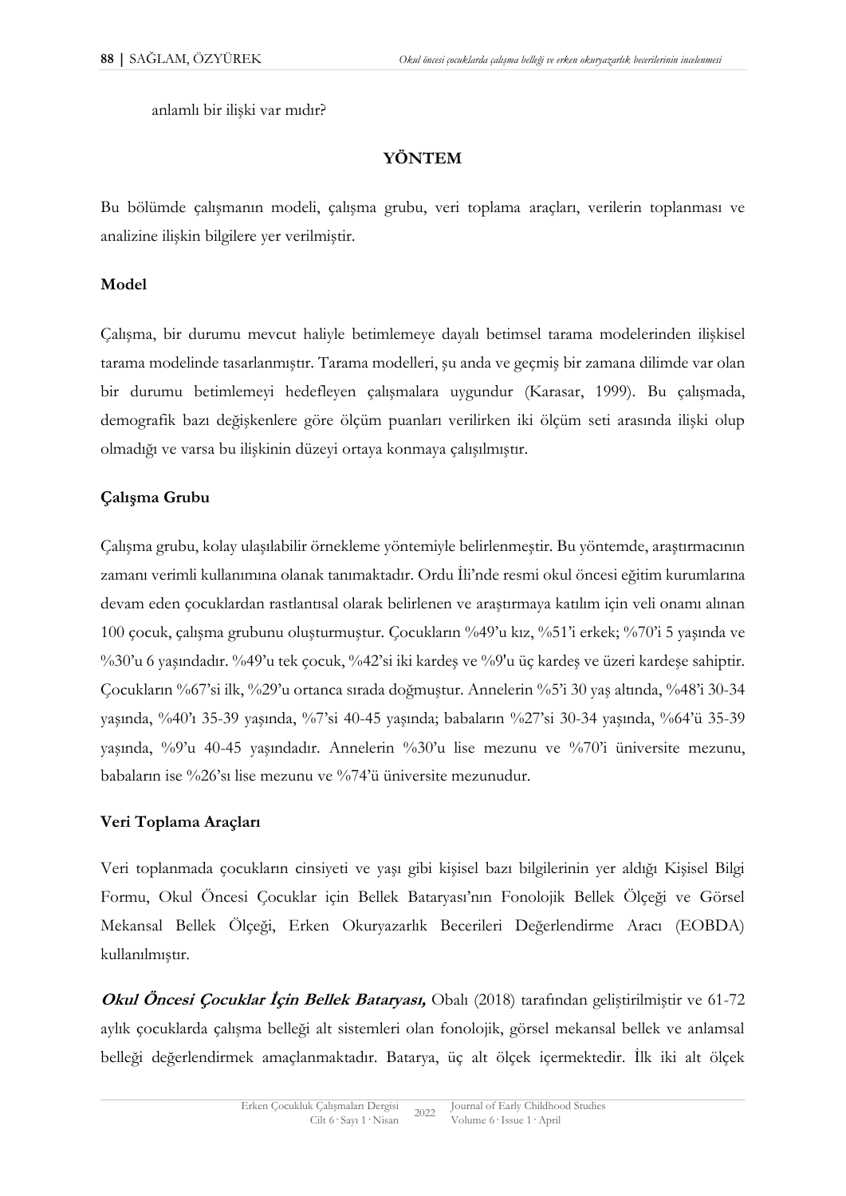anlamlı bir ilişki var mıdır?

## YÖNTEM

Bu bölümde çalışmanın modeli, çalışma grubu, veri toplama araçları, verilerin toplanması ve analizine ilişkin bilgilere yer verilmiştir.

### Model

Çalışma, bir durumu mevcut haliyle betimlemeye dayalı betimsel tarama modelerinden ilişkisel tarama modelinde tasarlanmıştır. Tarama modelleri, şu anda ve geçmiş bir zamana dilimde var olan bir durumu betimlemeyi hedefleyen çalışmalara uygundur (Karasar, 1999). Bu çalışmada, demografik bazı değişkenlere göre ölçüm puanları verilirken iki ölçüm seti arasında ilişki olup olmadığı ve varsa bu ilişkinin düzeyi ortaya konmaya çalışılmıştır.

### Çalışma Grubu

Çalışma grubu, kolay ulaşılabilir örnekleme yöntemiyle belirlenmeştir. Bu yöntemde, araştırmacının zamanı verimli kullanımına olanak tanımaktadır. Ordu İli'nde resmi okul öncesi eğitim kurumlarına devam eden çocuklardan rastlantısal olarak belirlenen ve araştırmaya katılım için veli onamı alınan 100 çocuk, çalışma grubunu oluşturmuştur. Çocukların %49'u kız, %51'i erkek; %70'i 5 yaşında ve %30'u 6 yaşındadır. %49'u tek çocuk, %42'si iki kardeş ve %9'u üç kardeş ve üzeri kardeşe sahiptir. Çocukların %67'si ilk, %29'u ortanca sırada doğmuştur. Annelerin %5'i 30 yaş altında, %48'i 30-34 yaşında, %40'ı 35-39 yaşında, %7'si 40-45 yaşında; babaların %27'si 30-34 yaşında, %64'ü 35-39 yaşında, %9'u 40-45 yaşındadır. Annelerin %30'u lise mezunu ve %70'i üniversite mezunu, babaların ise %26'sı lise mezunu ve %74'ü üniversite mezunudur.

### Veri Toplama Araçları

Veri toplanmada çocukların cinsiyeti ve yaşı gibi kişisel bazı bilgilerinin yer aldığı Kişisel Bilgi Formu, Okul Öncesi Çocuklar için Bellek Bataryası'nın Fonolojik Bellek Ölçeği ve Görsel Mekansal Bellek Ölçeği, Erken Okuryazarlık Becerileri Değerlendirme Aracı (EOBDA) kullanılmıştır.

***Okul Öncesi Çocuklar İçin Bellek Bataryası,*** Obalı (2018) tarafından geliştirilmiştir ve 61-72 aylık çocuklarda çalışma belleği alt sistemleri olan fonolojik, görsel mekansal bellek ve anlamsal belleği değerlendirmek amaçlanmaktadır. Batarya, üç alt ölçek içermektedir. İlk iki alt ölçek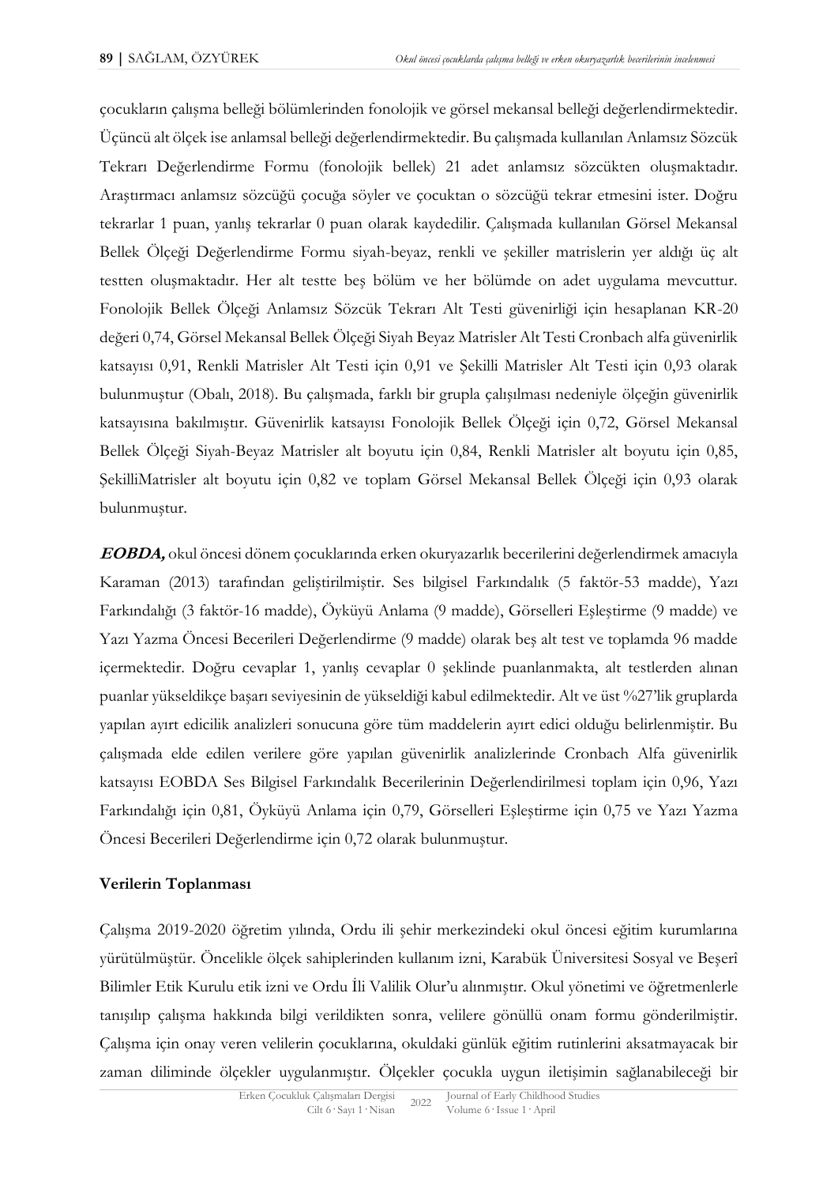çocukların çalışma belleği bölümlerinden fonolojik ve görsel mekansal belleği değerlendirmektedir. Üçüncü alt ölçek ise anlamsal belleği değerlendirmektedir. Bu çalışmada kullanılan Anlamsız Sözcük Tekrarı Değerlendirme Formu (fonolojik bellek) 21 adet anlamsız sözcükten oluşmaktadır. Araştırmacı anlamsız sözcüğü çocuğa söyler ve çocuktan o sözcüğü tekrar etmesini ister. Doğru tekrarlar 1 puan, yanlış tekrarlar 0 puan olarak kaydedilir. Çalışmada kullanılan Görsel Mekansal Bellek Ölçeği Değerlendirme Formu siyah-beyaz, renkli ve şekiller matrislerin yer aldığı üç alt testten oluşmaktadır. Her alt testte beş bölüm ve her bölümde on adet uygulama mevcuttur. Fonolojik Bellek Ölçeği Anlamsız Sözcük Tekrarı Alt Testi güvenirliği için hesaplanan KR-20 değeri 0,74, Görsel Mekansal Bellek Ölçeği Siyah Beyaz Matrisler Alt Testi Cronbach alfa güvenirlik katsayısı 0,91, Renkli Matrisler Alt Testi için 0,91 ve Şekilli Matrisler Alt Testi için 0,93 olarak bulunmuştur (Obalı, 2018). Bu çalışmada, farklı bir grupla çalışılması nedeniyle ölçeğin güvenirlik katsayısına bakılmıştır. Güvenirlik katsayısı Fonolojik Bellek Ölçeği için 0,72, Görsel Mekansal Bellek Ölçeği Siyah-Beyaz Matrisler alt boyutu için 0,84, Renkli Matrisler alt boyutu için 0,85, ŞekilliMatrisler alt boyutu için 0,82 ve toplam Görsel Mekansal Bellek Ölçeği için 0,93 olarak bulunmuştur.

***EOBDA,*** okul öncesi dönem çocuklarında erken okuryazarlık becerilerini değerlendirmek amacıyla Karaman (2013) tarafından geliştirilmiştir. Ses bilgisel Farkındalık (5 faktör-53 madde), Yazı Farkındalığı (3 faktör-16 madde), Öyküyü Anlama (9 madde), Görselleri Eşleştirme (9 madde) ve Yazı Yazma Öncesi Becerileri Değerlendirme (9 madde) olarak beş alt test ve toplamda 96 madde içermektedir. Doğru cevaplar 1, yanlış cevaplar 0 şeklinde puanlanmakta, alt testlerden alınan puanlar yükseldikçe başarı seviyesinin de yükseldiği kabul edilmektedir. Alt ve üst %27'lik gruplarda yapılan ayırt edicilik analizleri sonucuna göre tüm maddelerin ayırt edici olduğu belirlenmiştir. Bu çalışmada elde edilen verilere göre yapılan güvenirlik analizlerinde Cronbach Alfa güvenirlik katsayısı EOBDA Ses Bilgisel Farkındalık Becerilerinin Değerlendirilmesi toplam için 0,96, Yazı Farkındalığı için 0,81, Öyküyü Anlama için 0,79, Görselleri Eşleştirme için 0,75 ve Yazı Yazma Öncesi Becerileri Değerlendirme için 0,72 olarak bulunmuştur.

### Verilerin Toplanması

Çalışma 2019-2020 öğretim yılında, Ordu ili şehir merkezindeki okul öncesi eğitim kurumlarına yürütülmüştür. Öncelikle ölçek sahiplerinden kullanım izni, Karabük Üniversitesi Sosyal ve Beşerî Bilimler Etik Kurulu etik izni ve Ordu İli Valilik Olur'u alınmıştır. Okul yönetimi ve öğretmenlerle tanışılıp çalışma hakkında bilgi verildikten sonra, velilere gönüllü onam formu gönderilmiştir. Çalışma için onay veren velilerin çocuklarına, okuldaki günlük eğitim rutinlerini aksatmayacak bir zaman diliminde ölçekler uygulanmıştır. Ölçekler çocukla uygun iletişimin sağlanabileceği bir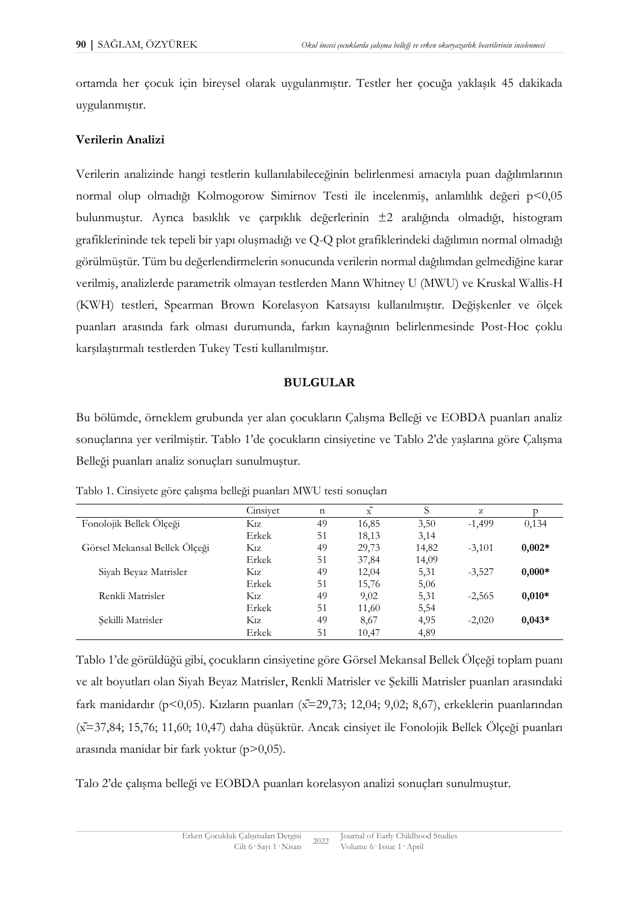ortamda her çocuk için bireysel olarak uygulanmıştır. Testler her çocuğa yaklaşık 45 dakikada uygulanmıştır.

**Verilerin Analizi**

Verilerin analizinde hangi testlerin kullanılabileceğinin belirlenmesi amacıyla puan dağılımlarının normal olup olmadığı Kolmogorow Simirnov Testi ile incelenmiş, anlamlılık değeri p<0,05 bulunmuştur. Ayrıca basıklık ve çarpıklık değerlerinin ±2 aralığında olmadığı, histogram grafiklerininde tek tepeli bir yapı oluşmadığı ve Q-Q plot grafiklerindeki dağılımın normal olmadığı görülmüştür. Tüm bu değerlendirmelerin sonucunda verilerin normal dağılımdan gelmediğine karar verilmiş, analizlerde parametrik olmayan testlerden Mann Whitney U (MWU) ve Kruskal Wallis-H (KWH) testleri, Spearman Brown Korelasyon Katsayısı kullanılmıştır. Değişkenler ve ölçek puanları arasında fark olması durumunda, farkın kaynağının belirlenmesinde Post-Hoc çoklu karşılaştırmalı testlerden Tukey Testi kullanılmıştır.

## BULGULAR

Bu bölümde, örneklem grubunda yer alan çocukların Çalışma Belleği ve EOBDA puanları analiz sonuçlarına yer verilmiştir. Tablo 1'de çocukların cinsiyetine ve Tablo 2'de yaşlarına göre Çalışma Belleği puanları analiz sonuçları sunulmuştur.

Tablo 1. Cinsiyete göre çalışma belleği puanları MWU testi sonuçları

| | Cinsiyet | n | $\bar{x}$ | S | z | p |
|---|---|---|---|---|---|---|
| Fonolojik Bellek Ölçeği | Kız | 49 | 16,85 | 3,50 | -1,499 | 0,134 |
| | Erkek | 51 | 18,13 | 3,14 | | |
| Görsel Mekansal Bellek Ölçeği | Kız | 49 | 29,73 | 14,82 | -3,101 | **0,002*** |
| | Erkek | 51 | 37,84 | 14,09 | | |
| Siyah Beyaz Matrisler | Kız | 49 | 12,04 | 5,31 | -3,527 | **0,000*** |
| | Erkek | 51 | 15,76 | 5,06 | | |
| Renkli Matrisler | Kız | 49 | 9,02 | 5,31 | -2,565 | **0,010*** |
| | Erkek | 51 | 11,60 | 5,54 | | |
| Şekilli Matrisler | Kız | 49 | 8,67 | 4,95 | -2,020 | **0,043*** |
| | Erkek | 51 | 10,47 | 4,89 | | |

Tablo 1'de görüldüğü gibi, çocukların cinsiyetine göre Görsel Mekansal Bellek Ölçeği toplam puanı ve alt boyutları olan Siyah Beyaz Matrisler, Renkli Matrisler ve Şekilli Matrisler puanları arasındaki fark manidardır (p<0,05). Kızların puanları ($\bar{x}$=29,73; 12,04; 9,02; 8,67), erkeklerin puanlarından ($\bar{x}$=37,84; 15,76; 11,60; 10,47) daha düşüktür. Ancak cinsiyet ile Fonolojik Bellek Ölçeği puanları arasında manidar bir fark yoktur (p>0,05).

Talo 2'de çalışma belleği ve EOBDA puanları korelasyon analizi sonuçları sunulmuştur.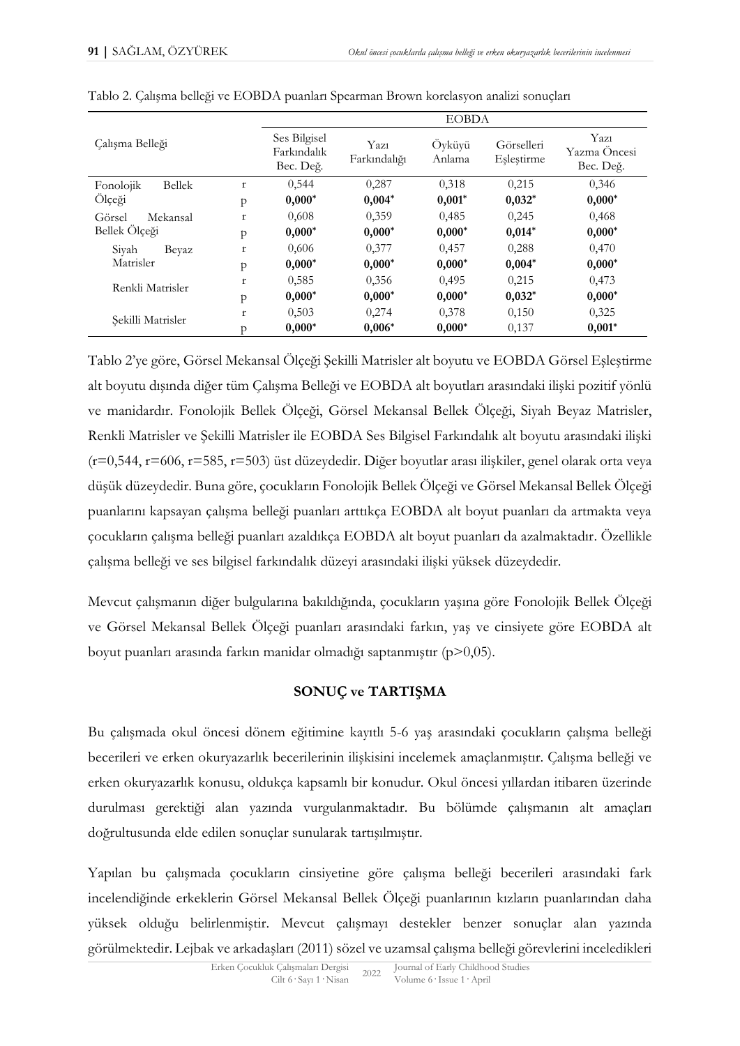Tablo 2. Çalışma belleği ve EOBDA puanları Spearman Brown korelasyon analizi sonuçları

| Çalışma Belleği | | EOBDA | | | | |
|---|---|---|---|---|---|---|
| | | Ses Bilgisel Farkındalık Bec. Değ. | Yazı Farkındalığı | Öyküyü Anlama | Görselleri Eşleştirme | Yazı Yazma Öncesi Bec. Değ. |
| Fonolojik Bellek Ölçeği | r | 0,544 | 0,287 | 0,318 | 0,215 | 0,346 |
| | p | **0,000*** | **0,004*** | **0,001*** | **0,032*** | **0,000*** |
| Görsel Mekansal Bellek Ölçeği | r | 0,608 | 0,359 | 0,485 | 0,245 | 0,468 |
| | p | **0,000*** | **0,000*** | **0,000*** | **0,014*** | **0,000*** |
| Siyah Beyaz Matrisler | r | 0,606 | 0,377 | 0,457 | 0,288 | 0,470 |
| | p | **0,000*** | **0,000*** | **0,000*** | **0,004*** | **0,000*** |
| Renkli Matrisler | r | 0,585 | 0,356 | 0,495 | 0,215 | 0,473 |
| | p | **0,000*** | **0,000*** | **0,000*** | **0,032*** | **0,000*** |
| Şekilli Matrisler | r | 0,503 | 0,274 | 0,378 | 0,150 | 0,325 |
| | p | **0,000*** | **0,006*** | **0,000*** | 0,137 | **0,001*** |

Tablo 2'ye göre, Görsel Mekansal Ölçeği Şekilli Matrisler alt boyutu ve EOBDA Görsel Eşleştirme alt boyutu dışında diğer tüm Çalışma Belleği ve EOBDA alt boyutları arasındaki ilişki pozitif yönlü ve manidardır. Fonolojik Bellek Ölçeği, Görsel Mekansal Bellek Ölçeği, Siyah Beyaz Matrisler, Renkli Matrisler ve Şekilli Matrisler ile EOBDA Ses Bilgisel Farkındalık alt boyutu arasındaki ilişki (r=0,544, r=606, r=585, r=503) üst düzeydedir. Diğer boyutlar arası ilişkiler, genel olarak orta veya düşük düzeydedir. Buna göre, çocukların Fonolojik Bellek Ölçeği ve Görsel Mekansal Bellek Ölçeği puanlarını kapsayan çalışma belleği puanları arttıkça EOBDA alt boyut puanları da artmakta veya çocukların çalışma belleği puanları azaldıkça EOBDA alt boyut puanları da azalmaktadır. Özellikle çalışma belleği ve ses bilgisel farkındalık düzeyi arasındaki ilişki yüksek düzeydedir.

Mevcut çalışmanın diğer bulgularına bakıldığında, çocukların yaşına göre Fonolojik Bellek Ölçeği ve Görsel Mekansal Bellek Ölçeği puanları arasındaki farkın, yaş ve cinsiyete göre EOBDA alt boyut puanları arasında farkın manidar olmadığı saptanmıştır (p>0,05).

## SONUÇ ve TARTIŞMA

Bu çalışmada okul öncesi dönem eğitimine kayıtlı 5-6 yaş arasındaki çocukların çalışma belleği becerileri ve erken okuryazarlık becerilerinin ilişkisini incelemek amaçlanmıştır. Çalışma belleği ve erken okuryazarlık konusu, oldukça kapsamlı bir konudur. Okul öncesi yıllardan itibaren üzerinde durulması gerektiği alan yazında vurgulanmaktadır. Bu bölümde çalışmanın alt amaçları doğrultusunda elde edilen sonuçlar sunularak tartışılmıştır.

Yapılan bu çalışmada çocukların cinsiyetine göre çalışma belleği becerileri arasındaki fark incelendiğinde erkeklerin Görsel Mekansal Bellek Ölçeği puanlarının kızların puanlarından daha yüksek olduğu belirlenmiştir. Mevcut çalışmayı destekler benzer sonuçlar alan yazında görülmektedir. Lejbak ve arkadaşları (2011) sözel ve uzamsal çalışma belleği görevlerini inceledikleri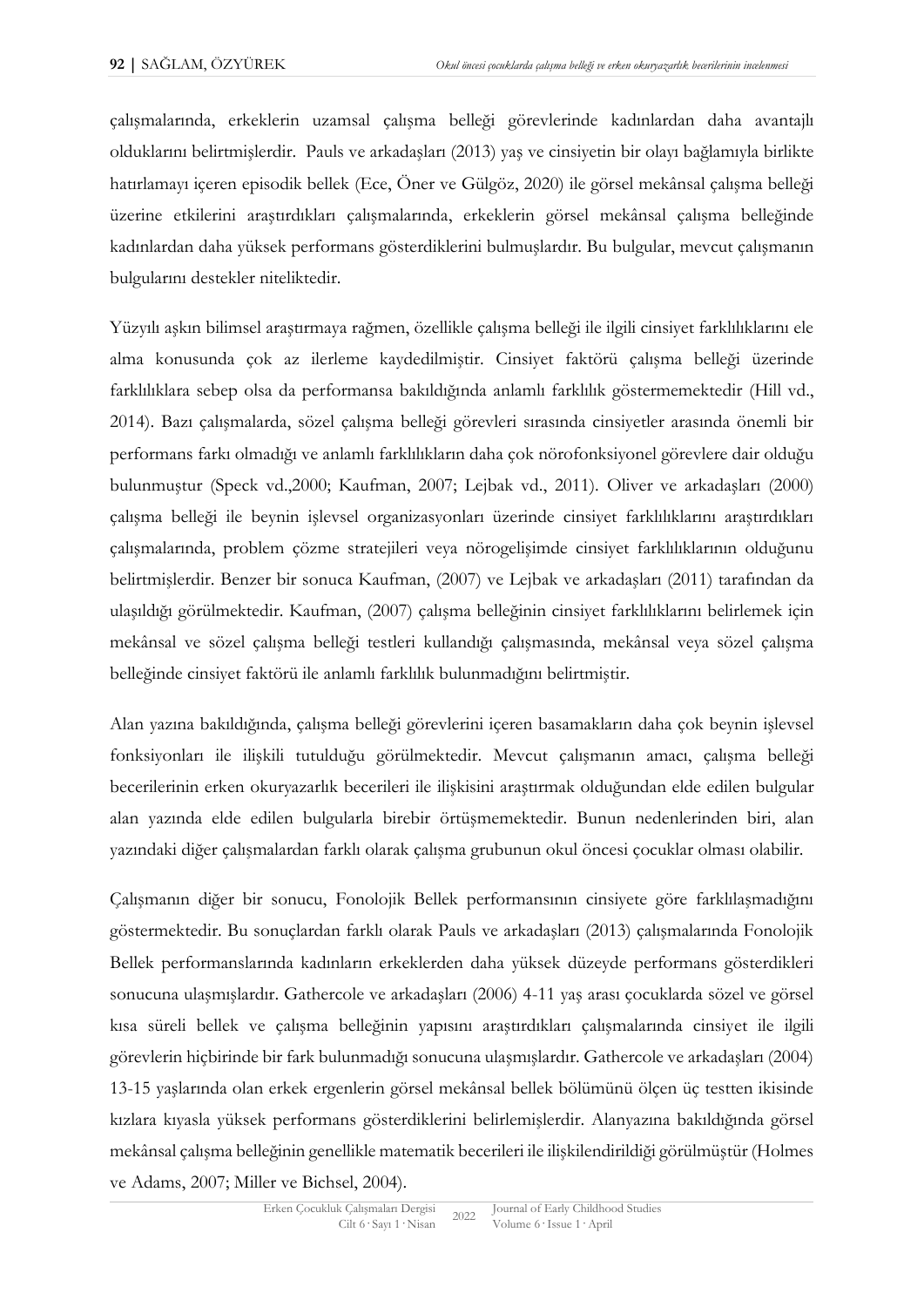çalışmalarında, erkeklerin uzamsal çalışma belleği görevlerinde kadınlardan daha avantajlı olduklarını belirtmişlerdir. Pauls ve arkadaşları (2013) yaş ve cinsiyetin bir olayı bağlamıyla birlikte hatırlamayı içeren episodik bellek (Ece, Öner ve Gülgöz, 2020) ile görsel mekânsal çalışma belleği üzerine etkilerini araştırdıkları çalışmalarında, erkeklerin görsel mekânsal çalışma belleğinde kadınlardan daha yüksek performans gösterdiklerini bulmuşlardır. Bu bulgular, mevcut çalışmanın bulgularını destekler niteliktedir.

Yüzyılı aşkın bilimsel araştırmaya rağmen, özellikle çalışma belleği ile ilgili cinsiyet farklılıklarını ele alma konusunda çok az ilerleme kaydedilmiştir. Cinsiyet faktörü çalışma belleği üzerinde farklılıklara sebep olsa da performansa bakıldığında anlamlı farklılık göstermemektedir (Hill vd., 2014). Bazı çalışmalarda, sözel çalışma belleği görevleri sırasında cinsiyetler arasında önemli bir performans farkı olmadığı ve anlamlı farklılıkların daha çok nörofonksiyonel görevlere dair olduğu bulunmuştur (Speck vd.,2000; Kaufman, 2007; Lejbak vd., 2011). Oliver ve arkadaşları (2000) çalışma belleği ile beynin işlevsel organizasyonları üzerinde cinsiyet farklılıklarını araştırdıkları çalışmalarında, problem çözme stratejileri veya nörogelişimde cinsiyet farklılıklarının olduğunu belirtmişlerdir. Benzer bir sonuca Kaufman, (2007) ve Lejbak ve arkadaşları (2011) tarafından da ulaşıldığı görülmektedir. Kaufman, (2007) çalışma belleğinin cinsiyet farklılıklarını belirlemek için mekânsal ve sözel çalışma belleği testleri kullandığı çalışmasında, mekânsal veya sözel çalışma belleğinde cinsiyet faktörü ile anlamlı farklılık bulunmadığını belirtmiştir.

Alan yazına bakıldığında, çalışma belleği görevlerini içeren basamakların daha çok beynin işlevsel fonksiyonları ile ilişkili tutulduğu görülmektedir. Mevcut çalışmanın amacı, çalışma belleği becerilerinin erken okuryazarlık becerileri ile ilişkisini araştırmak olduğundan elde edilen bulgular alan yazında elde edilen bulgularla birebir örtüşmemektedir. Bunun nedenlerinden biri, alan yazındaki diğer çalışmalardan farklı olarak çalışma grubunun okul öncesi çocuklar olması olabilir.

Çalışmanın diğer bir sonucu, Fonolojik Bellek performansının cinsiyete göre farklılaşmadığını göstermektedir. Bu sonuçlardan farklı olarak Pauls ve arkadaşları (2013) çalışmalarında Fonolojik Bellek performanslarında kadınların erkeklerden daha yüksek düzeyde performans gösterdikleri sonucuna ulaşmışlardır. Gathercole ve arkadaşları (2006) 4-11 yaş arası çocuklarda sözel ve görsel kısa süreli bellek ve çalışma belleğinin yapısını araştırdıkları çalışmalarında cinsiyet ile ilgili görevlerin hiçbirinde bir fark bulunmadığı sonucuna ulaşmışlardır. Gathercole ve arkadaşları (2004) 13-15 yaşlarında olan erkek ergenlerin görsel mekânsal bellek bölümünü ölçen üç testten ikisinde kızlara kıyasla yüksek performans gösterdiklerini belirlemişlerdir. Alanyazına bakıldığında görsel mekânsal çalışma belleğinin genellikle matematik becerileri ile ilişkilendirildiği görülmüştür (Holmes ve Adams, 2007; Miller ve Bichsel, 2004).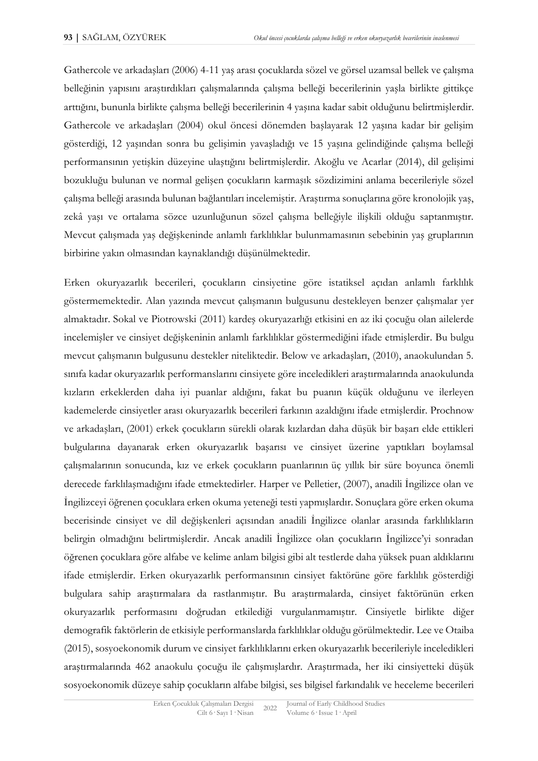Gathercole ve arkadaşları (2006) 4-11 yaş arası çocuklarda sözel ve görsel uzamsal bellek ve çalışma belleğinin yapısını araştırdıkları çalışmalarında çalışma belleği becerilerinin yaşla birlikte gittikçe arttığını, bununla birlikte çalışma belleği becerilerinin 4 yaşına kadar sabit olduğunu belirtmişlerdir. Gathercole ve arkadaşları (2004) okul öncesi dönemden başlayarak 12 yaşına kadar bir gelişim gösterdiği, 12 yaşından sonra bu gelişimin yavaşladığı ve 15 yaşına gelindiğinde çalışma belleği performansının yetişkin düzeyine ulaştığını belirtmişlerdir. Akoğlu ve Acarlar (2014), dil gelişimi bozukluğu bulunan ve normal gelişen çocukların karmaşık sözdizimini anlama becerileriyle sözel çalışma belleği arasında bulunan bağlantıları incelemiştir. Araştırma sonuçlarına göre kronolojik yaş, zekâ yaşı ve ortalama sözce uzunluğunun sözel çalışma belleğiyle ilişkili olduğu saptanmıştır. Mevcut çalışmada yaş değişkeninde anlamlı farklılıklar bulunmamasının sebebinin yaş gruplarının birbirine yakın olmasından kaynaklandığı düşünülmektedir.

Erken okuryazarlık becerileri, çocukların cinsiyetine göre istatiksel açıdan anlamlı farklılık göstermemektedir. Alan yazında mevcut çalışmanın bulgusunu destekleyen benzer çalışmalar yer almaktadır. Sokal ve Piotrowski (2011) kardeş okuryazarlığı etkisini en az iki çocuğu olan ailelerde incelemişler ve cinsiyet değişkeninin anlamlı farklılıklar göstermediğini ifade etmişlerdir. Bu bulgu mevcut çalışmanın bulgusunu destekler niteliktedir. Below ve arkadaşları, (2010), anaokulundan 5. sınıfa kadar okuryazarlık performanslarını cinsiyete göre inceledikleri araştırmalarında anaokulunda kızların erkeklerden daha iyi puanlar aldığını, fakat bu puanın küçük olduğunu ve ilerleyen kademelerde cinsiyetler arası okuryazarlık becerileri farkının azaldığını ifade etmişlerdir. Prochnow ve arkadaşları, (2001) erkek çocukların sürekli olarak kızlardan daha düşük bir başarı elde ettikleri bulgularına dayanarak erken okuryazarlık başarısı ve cinsiyet üzerine yaptıkları boylamsal çalışmalarının sonucunda, kız ve erkek çocukların puanlarının üç yıllık bir süre boyunca önemli derecede farklılaşmadığını ifade etmektedirler. Harper ve Pelletier, (2007), anadili İngilizce olan ve İngilizceyi öğrenen çocuklara erken okuma yeteneği testi yapmışlardır. Sonuçlara göre erken okuma becerisinde cinsiyet ve dil değişkenleri açısından anadili İngilizce olanlar arasında farklılıkların belirgin olmadığını belirtmişlerdir. Ancak anadili İngilizce olan çocukların İngilizce'yi sonradan öğrenen çocuklara göre alfabe ve kelime anlam bilgisi gibi alt testlerde daha yüksek puan aldıklarını ifade etmişlerdir. Erken okuryazarlık performansının cinsiyet faktörüne göre farklılık gösterdiği bulgulara sahip araştırmalara da rastlanmıştır. Bu araştırmalarda, cinsiyet faktörünün erken okuryazarlık performasını doğrudan etkilediği vurgulanmamıştır. Cinsiyetle birlikte diğer demografik faktörlerin de etkisiyle performanslarda farklılıklar olduğu görülmektedir. Lee ve Otaiba (2015), sosyoekonomik durum ve cinsiyet farklılıklarını erken okuryazarlık becerileriyle inceledikleri araştırmalarında 462 anaokulu çocuğu ile çalışmışlardır. Araştırmada, her iki cinsiyetteki düşük sosyoekonomik düzeye sahip çocukların alfabe bilgisi, ses bilgisel farkındalık ve heceleme becerileri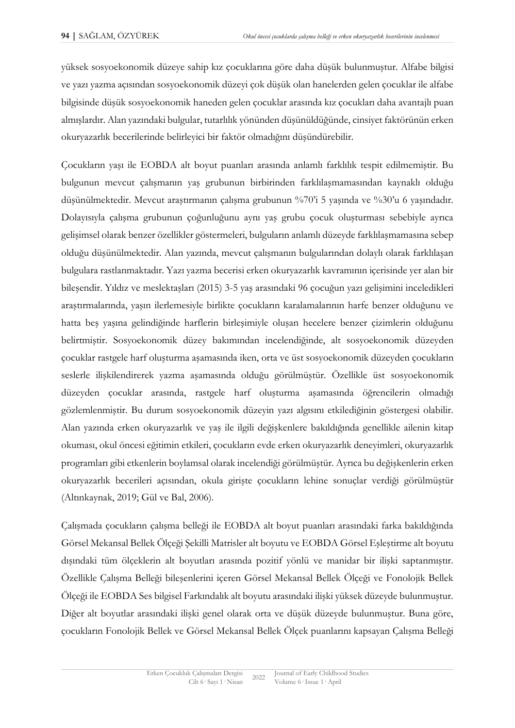yüksek sosyoekonomik düzeye sahip kız çocuklarına göre daha düşük bulunmuştur. Alfabe bilgisi ve yazı yazma açısından sosyoekonomik düzeyi çok düşük olan hanelerden gelen çocuklar ile alfabe bilgisinde düşük sosyoekonomik haneden gelen çocuklar arasında kız çocukları daha avantajlı puan almışlardır. Alan yazındaki bulgular, tutarlılık yönünden düşünüldüğünde, cinsiyet faktörünün erken okuryazarlık becerilerinde belirleyici bir faktör olmadığını düşündürebilir.

Çocukların yaşı ile EOBDA alt boyut puanları arasında anlamlı farklılık tespit edilmemiştir. Bu bulgunun mevcut çalışmanın yaş grubunun birbirinden farklılaşmamasından kaynaklı olduğu düşünülmektedir. Mevcut araştırmanın çalışma grubunun %70'i 5 yaşında ve %30'u 6 yaşındadır. Dolayısıyla çalışma grubunun çoğunluğunu aynı yaş grubu çocuk oluşturması sebebiyle ayrıca gelişimsel olarak benzer özellikler göstermeleri, bulguların anlamlı düzeyde farklılaşmamasına sebep olduğu düşünülmektedir. Alan yazında, mevcut çalışmanın bulgularından dolaylı olarak farklılaşan bulgulara rastlanmaktadır. Yazı yazma becerisi erken okuryazarlık kavramının içerisinde yer alan bir bileşendir. Yıldız ve meslektaşları (2015) 3-5 yaş arasındaki 96 çocuğun yazı gelişimini inceledikleri araştırmalarında, yaşın ilerlemesiyle birlikte çocukların karalamalarının harfe benzer olduğunu ve hatta beş yaşına gelindiğinde harflerin birleşimiyle oluşan hecelere benzer çizimlerin olduğunu belirtmiştir. Sosyoekonomik düzey bakımından incelendiğinde, alt sosyoekonomik düzeyden çocuklar rastgele harf oluşturma aşamasında iken, orta ve üst sosyoekonomik düzeyden çocukların seslerle ilişkilendirerek yazma aşamasında olduğu görülmüştür. Özellikle üst sosyoekonomik düzeyden çocuklar arasında, rastgele harf oluşturma aşamasında öğrencilerin olmadığı gözlemlenmiştir. Bu durum sosyoekonomik düzeyin yazı algısını etkilediğinin göstergesi olabilir. Alan yazında erken okuryazarlık ve yaş ile ilgili değişkenlere bakıldığında genellikle ailenin kitap okuması, okul öncesi eğitimin etkileri, çocukların evde erken okuryazarlık deneyimleri, okuryazarlık programları gibi etkenlerin boylamsal olarak incelendiği görülmüştür. Ayrıca bu değişkenlerin erken okuryazarlık becerileri açısından, okula girişte çocukların lehine sonuçlar verdiği görülmüştür (Altınkaynak, 2019; Gül ve Bal, 2006).

Çalışmada çocukların çalışma belleği ile EOBDA alt boyut puanları arasındaki farka bakıldığında Görsel Mekansal Bellek Ölçeği Şekilli Matrisler alt boyutu ve EOBDA Görsel Eşleştirme alt boyutu dışındaki tüm ölçeklerin alt boyutları arasında pozitif yönlü ve manidar bir ilişki saptanmıştır. Özellikle Çalışma Belleği bileşenlerini içeren Görsel Mekansal Bellek Ölçeği ve Fonolojik Bellek Ölçeği ile EOBDA Ses bilgisel Farkındalık alt boyutu arasındaki ilişki yüksek düzeyde bulunmuştur. Diğer alt boyutlar arasındaki ilişki genel olarak orta ve düşük düzeyde bulunmuştur. Buna göre, çocukların Fonolojik Bellek ve Görsel Mekansal Bellek Ölçek puanlarını kapsayan Çalışma Belleği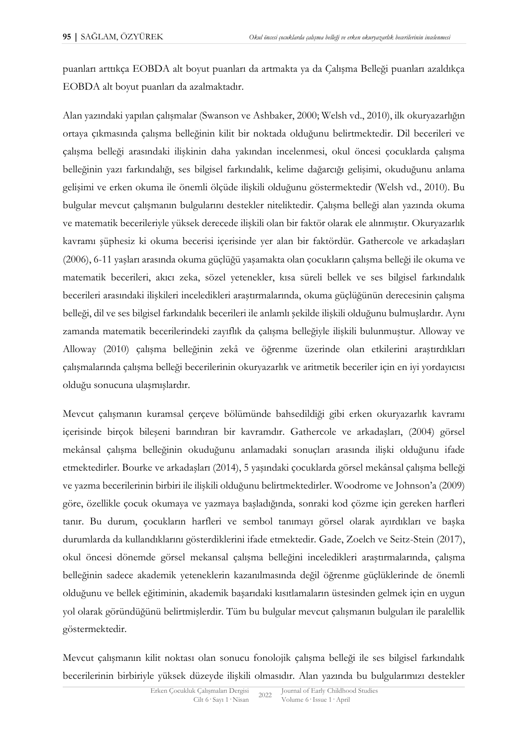puanları arttıkça EOBDA alt boyut puanları da artmakta ya da Çalışma Belleği puanları azaldıkça EOBDA alt boyut puanları da azalmaktadır.

Alan yazındaki yapılan çalışmalar (Swanson ve Ashbaker, 2000; Welsh vd., 2010), ilk okuryazarlığın ortaya çıkmasında çalışma belleğinin kilit bir noktada olduğunu belirtmektedir. Dil becerileri ve çalışma belleği arasındaki ilişkinin daha yakından incelenmesi, okul öncesi çocuklarda çalışma belleğinin yazı farkındalığı, ses bilgisel farkındalık, kelime dağarcığı gelişimi, okuduğunu anlama gelişimi ve erken okuma ile önemli ölçüde ilişkili olduğunu göstermektedir (Welsh vd., 2010). Bu bulgular mevcut çalışmanın bulgularını destekler niteliktedir. Çalışma belleği alan yazında okuma ve matematik becerileriyle yüksek derecede ilişkili olan bir faktör olarak ele alınmıştır. Okuryazarlık kavramı şüphesiz ki okuma becerisi içerisinde yer alan bir faktördür. Gathercole ve arkadaşları (2006), 6-11 yaşları arasında okuma güçlüğü yaşamakta olan çocukların çalışma belleği ile okuma ve matematik becerileri, akıcı zeka, sözel yetenekler, kısa süreli bellek ve ses bilgisel farkındalık becerileri arasındaki ilişkileri inceledikleri araştırmalarında, okuma güçlüğünün derecesinin çalışma belleği, dil ve ses bilgisel farkındalık becerileri ile anlamlı şekilde ilişkili olduğunu bulmuşlardır. Aynı zamanda matematik becerilerindeki zayıflık da çalışma belleğiyle ilişkili bulunmuştur. Alloway ve Alloway (2010) çalışma belleğinin zekâ ve öğrenme üzerinde olan etkilerini araştırdıkları çalışmalarında çalışma belleği becerilerinin okuryazarlık ve aritmetik beceriler için en iyi yordayıcısı olduğu sonucuna ulaşmışlardır.

Mevcut çalışmanın kuramsal çerçeve bölümünde bahsedildiği gibi erken okuryazarlık kavramı içerisinde birçok bileşeni barındıran bir kavramdır. Gathercole ve arkadaşları, (2004) görsel mekânsal çalışma belleğinin okuduğunu anlamadaki sonuçları arasında ilişki olduğunu ifade etmektedirler. Bourke ve arkadaşları (2014), 5 yaşındaki çocuklarda görsel mekânsal çalışma belleği ve yazma becerilerinin birbiri ile ilişkili olduğunu belirtmektedirler. Woodrome ve Johnson'a (2009) göre, özellikle çocuk okumaya ve yazmaya başladığında, sonraki kod çözme için gereken harfleri tanır. Bu durum, çocukların harfleri ve sembol tanımayı görsel olarak ayırdıkları ve başka durumlarda da kullandıklarını gösterdiklerini ifade etmektedir. Gade, Zoelch ve Seitz-Stein (2017), okul öncesi dönemde görsel mekansal çalışma belleğini inceledikleri araştırmalarında, çalışma belleğinin sadece akademik yeteneklerin kazanılmasında değil öğrenme güçlüklerinde de önemli olduğunu ve bellek eğitiminin, akademik başarıdaki kısıtlamaların üstesinden gelmek için en uygun yol olarak göründüğünü belirtmişlerdir. Tüm bu bulgular mevcut çalışmanın bulguları ile paralellik göstermektedir.

Mevcut çalışmanın kilit noktası olan sonucu fonolojik çalışma belleği ile ses bilgisel farkındalık becerilerinin birbiriyle yüksek düzeyde ilişkili olmasıdır. Alan yazında bu bulgularımızı destekler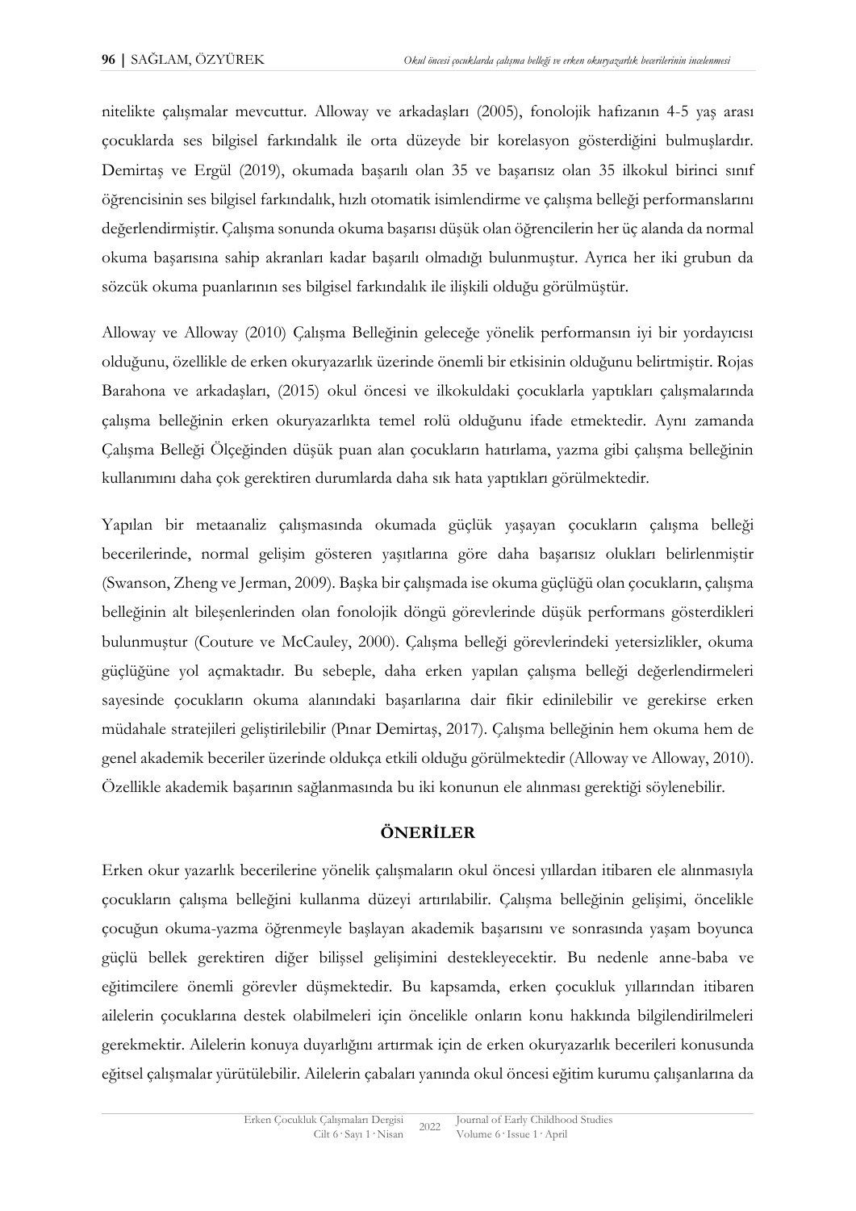nitelikte çalışmalar mevcuttur. Alloway ve arkadaşları (2005), fonolojik hafızanın 4-5 yaş arası çocuklarda ses bilgisel farkındalık ile orta düzeyde bir korelasyon gösterdiğini bulmuşlardır. Demirtaş ve Ergül (2019), okumada başarılı olan 35 ve başarısız olan 35 ilkokul birinci sınıf öğrencisinin ses bilgisel farkındalık, hızlı otomatik isimlendirme ve çalışma belleği performanslarını değerlendirmiştir. Çalışma sonunda okuma başarısı düşük olan öğrencilerin her üç alanda da normal okuma başarısına sahip akranları kadar başarılı olmadığı bulunmuştur. Ayrıca her iki grubun da sözcük okuma puanlarının ses bilgisel farkındalık ile ilişkili olduğu görülmüştür.

Alloway ve Alloway (2010) Çalışma Belleğinin geleceğe yönelik performansın iyi bir yordayıcısı olduğunu, özellikle de erken okuryazarlık üzerinde önemli bir etkisinin olduğunu belirtmiştir. Rojas Barahona ve arkadaşları, (2015) okul öncesi ve ilkokuldaki çocuklarla yaptıkları çalışmalarında çalışma belleğinin erken okuryazarlıkta temel rolü olduğunu ifade etmektedir. Aynı zamanda Çalışma Belleği Ölçeğinden düşük puan alan çocukların hatırlama, yazma gibi çalışma belleğinin kullanımını daha çok gerektiren durumlarda daha sık hata yaptıkları görülmektedir.

Yapılan bir metaanaliz çalışmasında okumada güçlük yaşayan çocukların çalışma belleği becerilerinde, normal gelişim gösteren yaşıtlarına göre daha başarısız olukları belirlenmiştir (Swanson, Zheng ve Jerman, 2009). Başka bir çalışmada ise okuma güçlüğü olan çocukların, çalışma belleğinin alt bileşenlerinden olan fonolojik döngü görevlerinde düşük performans gösterdikleri bulunmuştur (Couture ve McCauley, 2000). Çalışma belleği görevlerindeki yetersizlikler, okuma güçlüğüne yol açmaktadır. Bu sebeple, daha erken yapılan çalışma belleği değerlendirmeleri sayesinde çocukların okuma alanındaki başarılarına dair fikir edinilebilir ve gerekirse erken müdahale stratejileri geliştirilebilir (Pınar Demirtaş, 2017). Çalışma belleğinin hem okuma hem de genel akademik beceriler üzerinde oldukça etkili olduğu görülmektedir (Alloway ve Alloway, 2010). Özellikle akademik başarının sağlanmasında bu iki konunun ele alınması gerektiği söylenebilir.

## ÖNERİLER

Erken okur yazarlık becerilerine yönelik çalışmaların okul öncesi yıllardan itibaren ele alınmasıyla çocukların çalışma belleğini kullanma düzeyi artırılabilir. Çalışma belleğinin gelişimi, öncelikle çocuğun okuma-yazma öğrenmeyle başlayan akademik başarısını ve sonrasında yaşam boyunca güçlü bellek gerektiren diğer bilişsel gelişimini destekleyecektir. Bu nedenle anne-baba ve eğitimcilere önemli görevler düşmektedir. Bu kapsamda, erken çocukluk yıllarından itibaren ailelerin çocuklarına destek olabilmeleri için öncelikle onların konu hakkında bilgilendirilmeleri gerekmektir. Ailelerin konuya duyarlığını artırmak için de erken okuryazarlık becerileri konusunda eğitsel çalışmalar yürütülebilir. Ailelerin çabaları yanında okul öncesi eğitim kurumu çalışanlarına da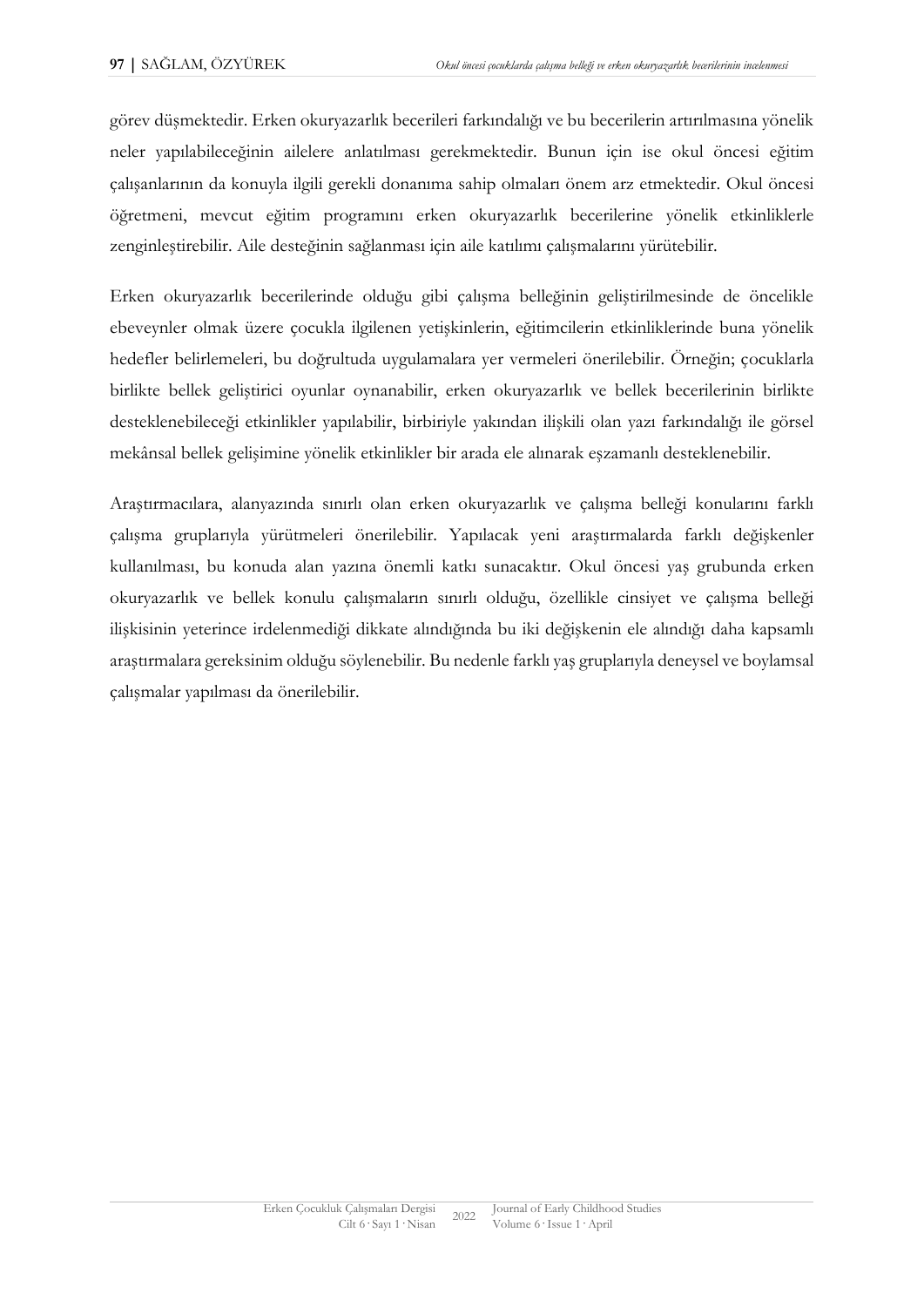görev düşmektedir. Erken okuryazarlık becerileri farkındalığı ve bu becerilerin artırılmasına yönelik neler yapılabileceğinin ailelere anlatılması gerekmektedir. Bunun için ise okul öncesi eğitim çalışanlarının da konuyla ilgili gerekli donanıma sahip olmaları önem arz etmektedir. Okul öncesi öğretmeni, mevcut eğitim programını erken okuryazarlık becerilerine yönelik etkinliklerle zenginleştirebilir. Aile desteğinin sağlanması için aile katılımı çalışmalarını yürütebilir.

Erken okuryazarlık becerilerinde olduğu gibi çalışma belleğinin geliştirilmesinde de öncelikle ebeveynler olmak üzere çocukla ilgilenen yetişkinlerin, eğitimcilerin etkinliklerinde buna yönelik hedefler belirlemeleri, bu doğrultuda uygulamalara yer vermeleri önerilebilir. Örneğin; çocuklarla birlikte bellek geliştirici oyunlar oynanabilir, erken okuryazarlık ve bellek becerilerinin birlikte desteklenebileceği etkinlikler yapılabilir, birbiriyle yakından ilişkili olan yazı farkındalığı ile görsel mekânsal bellek gelişimine yönelik etkinlikler bir arada ele alınarak eşzamanlı desteklenebilir.

Araştırmacılara, alanyazında sınırlı olan erken okuryazarlık ve çalışma belleği konularını farklı çalışma gruplarıyla yürütmeleri önerilebilir. Yapılacak yeni araştırmalarda farklı değişkenler kullanılması, bu konuda alan yazına önemli katkı sunacaktır. Okul öncesi yaş grubunda erken okuryazarlık ve bellek konulu çalışmaların sınırlı olduğu, özellikle cinsiyet ve çalışma belleği ilişkisinin yeterince irdelenmediği dikkate alındığında bu iki değişkenin ele alındığı daha kapsamlı araştırmalara gereksinim olduğu söylenebilir. Bu nedenle farklı yaş gruplarıyla deneysel ve boylamsal çalışmalar yapılması da önerilebilir.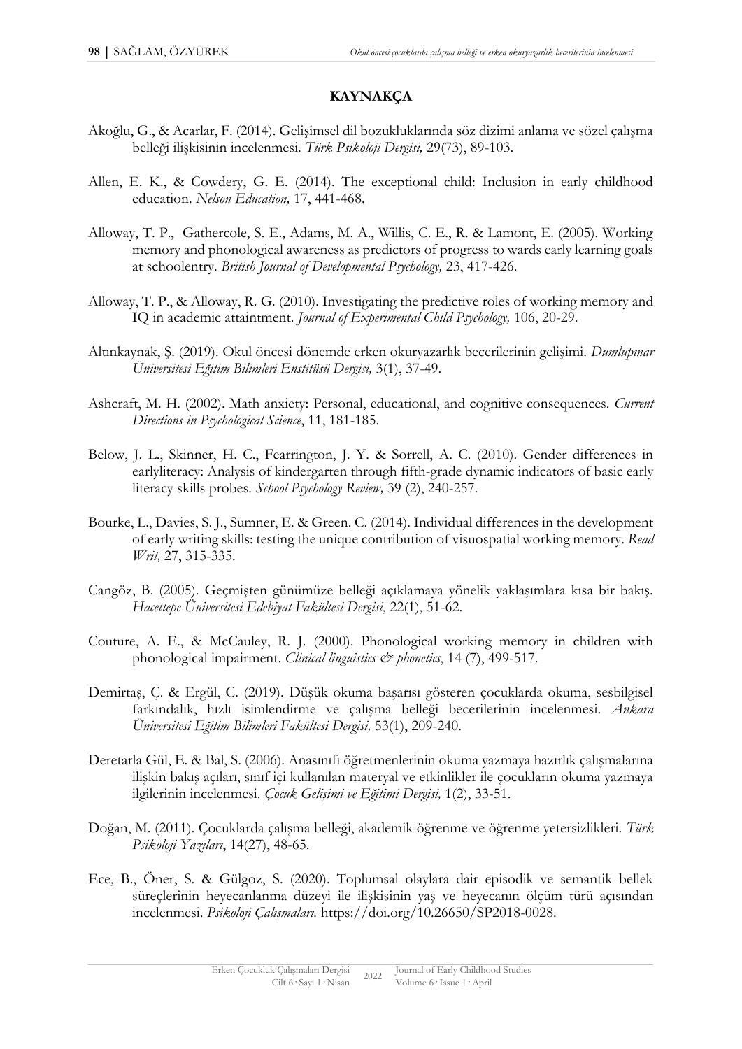## KAYNAKÇA

Akoğlu, G., & Acarlar, F. (2014). Gelişimsel dil bozukluklarında söz dizimi anlama ve sözel çalışma belleği ilişkisinin incelenmesi. *Türk Psikoloji Dergisi,* 29(73), 89-103.

Allen, E. K., & Cowdery, G. E. (2014). The exceptional child: Inclusion in early childhood education. *Nelson Education,* 17, 441-468.

Alloway, T. P., Gathercole, S. E., Adams, M. A., Willis, C. E., R. & Lamont, E. (2005). Working memory and phonological awareness as predictors of progress to wards early learning goals at schoolentry. *British Journal of Developmental Psychology,* 23, 417-426.

Alloway, T. P., & Alloway, R. G. (2010). Investigating the predictive roles of working memory and IQ in academic attaintment. *Journal of Experimental Child Psychology,* 106, 20-29.

Altınkaynak, Ş. (2019). Okul öncesi dönemde erken okuryazarlık becerilerinin gelişimi. *Dumlupınar Üniversitesi Eğitim Bilimleri Enstitüsü Dergisi,* 3(1), 37-49.

Ashcraft, M. H. (2002). Math anxiety: Personal, educational, and cognitive consequences. *Current Directions in Psychological Science*, 11, 181-185.

Below, J. L., Skinner, H. C., Fearrington, J. Y. & Sorrell, A. C. (2010). Gender differences in earlyliteracy: Analysis of kindergarten through fifth-grade dynamic indicators of basic early literacy skills probes. *School Psychology Review,* 39 (2), 240-257.

Bourke, L., Davies, S. J., Sumner, E. & Green. C. (2014). Individual differences in the development of early writing skills: testing the unique contribution of visuospatial working memory. *Read Writ,* 27, 315-335.

Cangöz, B. (2005). Geçmişten günümüze belleği açıklamaya yönelik yaklaşımlara kısa bir bakış. *Hacettepe Üniversitesi Edebiyat Fakültesi Dergisi*, 22(1), 51-62.

Couture, A. E., & McCauley, R. J. (2000). Phonological working memory in children with phonological impairment. *Clinical linguistics & phonetics*, 14 (7), 499-517.

Demirtaş, Ç. & Ergül, C. (2019). Düşük okuma başarısı gösteren çocuklarda okuma, sesbilgisel farkındalık, hızlı isimlendirme ve çalışma belleği becerilerinin incelenmesi. *Ankara Üniversitesi Eğitim Bilimleri Fakültesi Dergisi,* 53(1), 209-240.

Deretarla Gül, E. & Bal, S. (2006). Anasınıfı öğretmenlerinin okuma yazmaya hazırlık çalışmalarına ilişkin bakış açıları, sınıf içi kullanılan materyal ve etkinlikler ile çocukların okuma yazmaya ilgilerinin incelenmesi. *Çocuk Gelişimi ve Eğitimi Dergisi,* 1(2), 33-51.

Doğan, M. (2011). Çocuklarda çalışma belleği, akademik öğrenme ve öğrenme yetersizlikleri. *Türk Psikoloji Yazıları*, 14(27), 48-65.

Ece, B., Öner, S. & Gülgoz, S. (2020). Toplumsal olaylara dair episodik ve semantik bellek süreçlerinin heyecanlanma düzeyi ile ilişkisinin yaş ve heyecanın ölçüm türü açısından incelenmesi. *Psikoloji Çalışmaları.* https://doi.org/10.26650/SP2018-0028.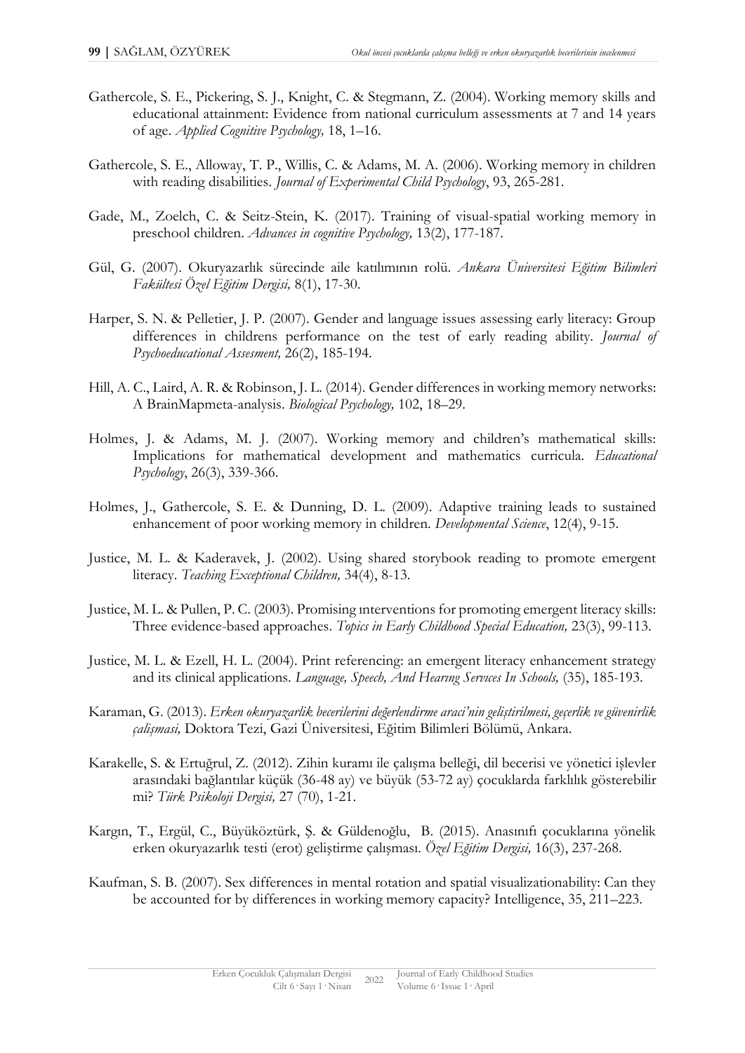Gathercole, S. E., Pickering, S. J., Knight, C. & Stegmann, Z. (2004). Working memory skills and educational attainment: Evidence from national curriculum assessments at 7 and 14 years of age. *Applied Cognitive Psychology,* 18, 1–16.

Gathercole, S. E., Alloway, T. P., Willis, C. & Adams, M. A. (2006). Working memory in children with reading disabilities. *Journal of Experimental Child Psychology*, 93, 265-281.

Gade, M., Zoelch, C. & Seitz-Stein, K. (2017). Training of visual-spatial working memory in preschool children. *Advances in cognitive Psychology,* 13(2), 177-187.

Gül, G. (2007). Okuryazarlık sürecinde aile katılımının rolü. *Ankara Üniversitesi Eğitim Bilimleri Fakültesi Özel Eğitim Dergisi,* 8(1), 17-30.

Harper, S. N. & Pelletier, J. P. (2007). Gender and language issues assessing early literacy: Group differences in childrens performance on the test of early reading ability. *Journal of Psychoeducational Assesment,* 26(2), 185-194.

Hill, A. C., Laird, A. R. & Robinson, J. L. (2014). Gender differences in working memory networks: A BrainMapmeta-analysis. *Biological Psychology,* 102, 18–29.

Holmes, J. & Adams, M. J. (2007). Working memory and children's mathematical skills: Implications for mathematical development and mathematics curricula. *Educational Psychology*, 26(3), 339-366.

Holmes, J., Gathercole, S. E. & Dunning, D. L. (2009). Adaptive training leads to sustained enhancement of poor working memory in children. *Developmental Science*, 12(4), 9-15.

Justice, M. L. & Kaderavek, J. (2002). Using shared storybook reading to promote emergent literacy. *Teaching Exceptional Children,* 34(4), 8-13.

Justice, M. L. & Pullen, P. C. (2003). Promising ınterventions for promoting emergent literacy skills: Three evidence-based approaches. *Topics in Early Childhood Special Education,* 23(3), 99-113.

Justice, M. L. & Ezell, H. L. (2004). Print referencing: an emergent literacy enhancement strategy and its clinical applications. *Language, Speech, And Hearıng Servıces In Schools,* (35), 185-193.

Karaman, G. (2013). *Erken okuryazarlik becerilerini değerlendirme araci'nin geliştirilmesi, geçerlik ve güvenirlik çalişmasi,* Doktora Tezi, Gazi Üniversitesi, Eğitim Bilimleri Bölümü, Ankara.

Karakelle, S. & Ertuğrul, Z. (2012). Zihin kuramı ile çalışma belleği, dil becerisi ve yönetici işlevler arasındaki bağlantılar küçük (36-48 ay) ve büyük (53-72 ay) çocuklarda farklılık gösterebilir mi? *Türk Psikoloji Dergisi,* 27 (70), 1-21.

Kargın, T., Ergül, C., Büyüköztürk, Ş. & Güldenoğlu, B. (2015). Anasınıfı çocuklarına yönelik erken okuryazarlık testi (erot) geliştirme çalışması. *Özel Eğitim Dergisi,* 16(3), 237-268.

Kaufman, S. B. (2007). Sex differences in mental rotation and spatial visualizationability: Can they be accounted for by differences in working memory capacity? Intelligence, 35, 211–223.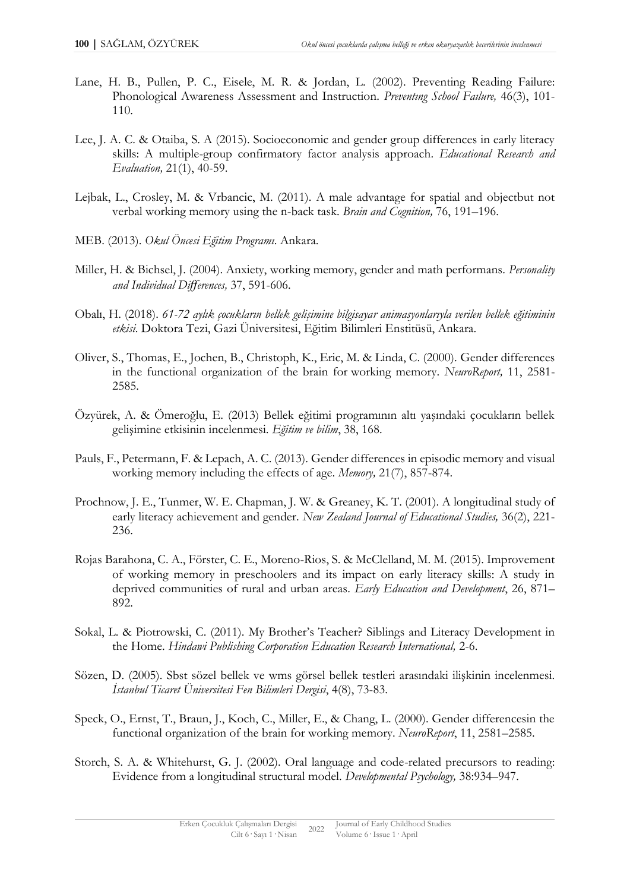Lane, H. B., Pullen, P. C., Eisele, M. R. & Jordan, L. (2002). Preventing Reading Failure: Phonological Awareness Assessment and Instruction. *Preventıng School Faılure,* 46(3), 101-110.

Lee, J. A. C. & Otaiba, S. A (2015). Socioeconomic and gender group differences in early literacy skills: A multiple-group confirmatory factor analysis approach. *Educational Research and Evaluation,* 21(1), 40-59.

Lejbak, L., Crosley, M. & Vrbancic, M. (2011). A male advantage for spatial and objectbut not verbal working memory using the n-back task. *Brain and Cognition,* 76, 191–196.

MEB. (2013). *Okul Öncesi Eğitim Programı*. Ankara.

Miller, H. & Bichsel, J. (2004). Anxiety, working memory, gender and math performans. *Personality and Individual Differences,* 37, 591-606.

Obalı, H. (2018). *61-72 aylık çocukların bellek gelişimine bilgisayar animasyonlarıyla verilen bellek eğitiminin etkisi*. Doktora Tezi, Gazi Üniversitesi, Eğitim Bilimleri Enstitüsü, Ankara.

Oliver, S., Thomas, E., Jochen, B., Christoph, K., Eric, M. & Linda, C. (2000). Gender differences in the functional organization of the brain for working memory. *NeuroReport,* 11, 2581-2585.

Özyürek, A. & Ömeroğlu, E. (2013) Bellek eğitimi programının altı yaşındaki çocukların bellek gelişimine etkisinin incelenmesi. *Eğitim ve bilim*, 38, 168.

Pauls, F., Petermann, F. & Lepach, A. C. (2013). Gender differences in episodic memory and visual working memory including the effects of age. *Memory,* 21(7), 857-874.

Prochnow, J. E., Tunmer, W. E. Chapman, J. W. & Greaney, K. T. (2001). A longitudinal study of early literacy achievement and gender. *New Zealand Journal of Educational Studies,* 36(2), 221-236.

Rojas Barahona, C. A., Förster, C. E., Moreno-Rios, S. & McClelland, M. M. (2015). Improvement of working memory in preschoolers and its impact on early literacy skills: A study in deprived communities of rural and urban areas. *Early Education and Development*, 26, 871–892.

Sokal, L. & Piotrowski, C. (2011). My Brother's Teacher? Siblings and Literacy Development in the Home. *Hindawi Publishing Corporation Education Research International,* 2-6.

Sözen, D. (2005). Sbst sözel bellek ve wms görsel bellek testleri arasındaki ilişkinin incelenmesi. *İstanbul Ticaret Üniversitesi Fen Bilimleri Dergisi*, 4(8), 73-83.

Speck, O., Ernst, T., Braun, J., Koch, C., Miller, E., & Chang, L. (2000). Gender differencesin the functional organization of the brain for working memory. *NeuroReport*, 11, 2581–2585.

Storch, S. A. & Whitehurst, G. J. (2002). Oral language and code-related precursors to reading: Evidence from a longitudinal structural model. *Developmental Psychology,* 38:934–947.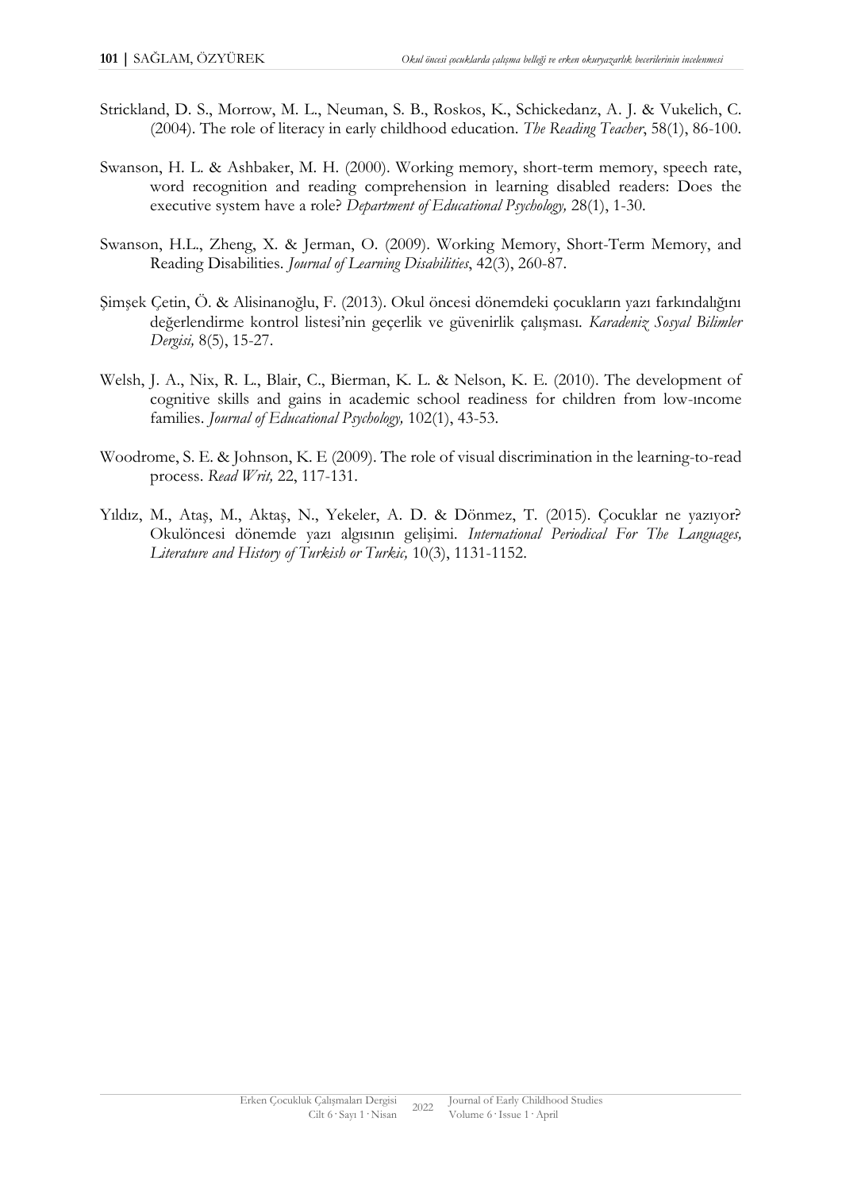Strickland, D. S., Morrow, M. L., Neuman, S. B., Roskos, K., Schickedanz, A. J. & Vukelich, C. (2004). The role of literacy in early childhood education. *The Reading Teacher*, 58(1), 86-100.

Swanson, H. L. & Ashbaker, M. H. (2000). Working memory, short-term memory, speech rate, word recognition and reading comprehension in learning disabled readers: Does the executive system have a role? *Department of Educational Psychology,* 28(1), 1-30.

Swanson, H.L., Zheng, X. & Jerman, O. (2009). Working Memory, Short-Term Memory, and Reading Disabilities. *Journal of Learning Disabilities*, 42(3), 260-87.

Şimşek Çetin, Ö. & Alisinanoğlu, F. (2013). Okul öncesi dönemdeki çocukların yazı farkındalığını değerlendirme kontrol listesi'nin geçerlik ve güvenirlik çalışması. *Karadeniz Sosyal Bilimler Dergisi,* 8(5), 15-27.

Welsh, J. A., Nix, R. L., Blair, C., Bierman, K. L. & Nelson, K. E. (2010). The development of cognitive skills and gains in academic school readiness for children from low-ıncome families. *Journal of Educational Psychology,* 102(1), 43-53.

Woodrome, S. E. & Johnson, K. E (2009). The role of visual discrimination in the learning-to-read process. *Read Writ,* 22, 117-131.

Yıldız, M., Ataş, M., Aktaş, N., Yekeler, A. D. & Dönmez, T. (2015). Çocuklar ne yazıyor? Okulöncesi dönemde yazı algısının gelişimi. *International Periodical For The Languages, Literature and History of Turkish or Turkic,* 10(3), 1131-1152.